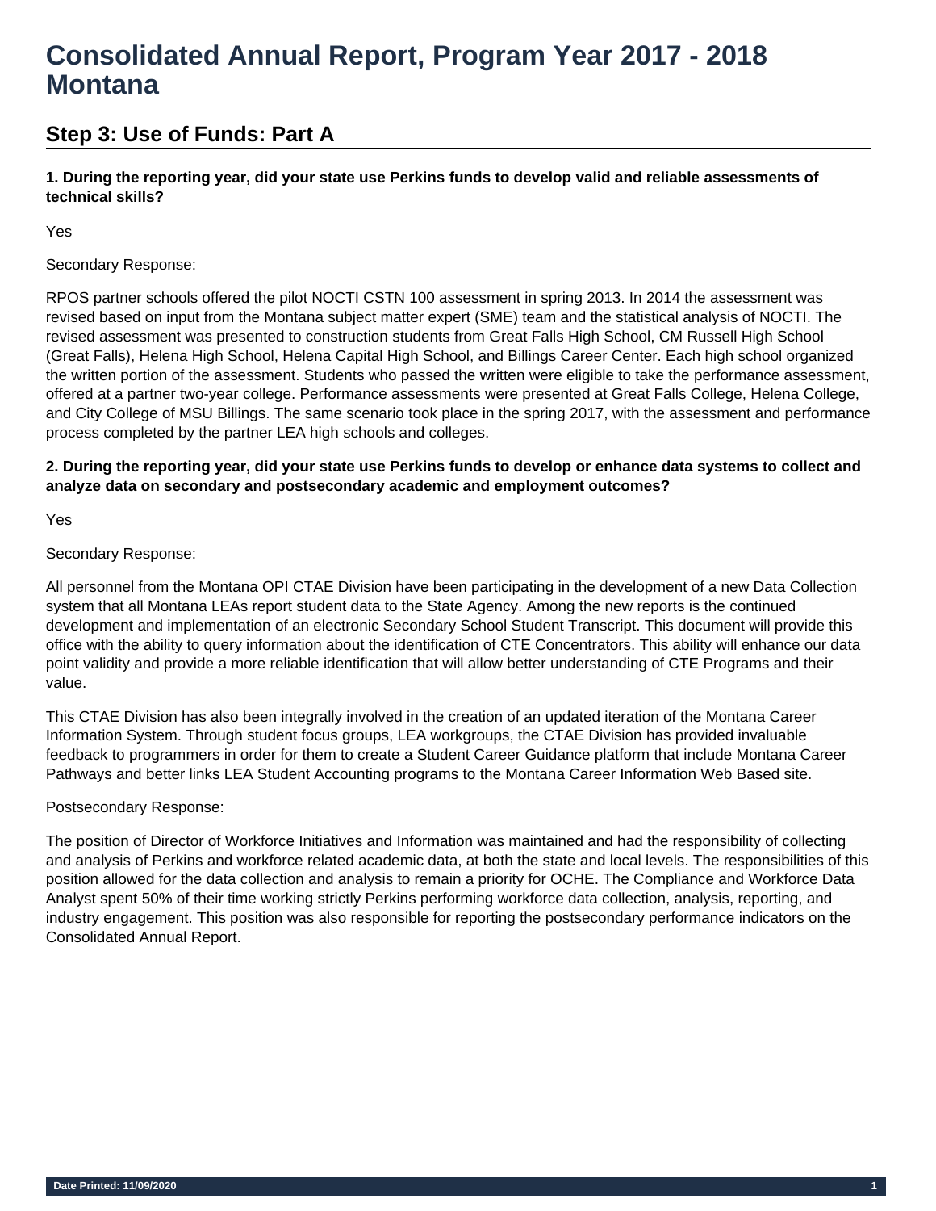# Consolidated Annual Report, Program Year 2017 - 2018 Montana

## Step 3: Use of Funds: Part A

**1. During the reporting year, did your state use Perkins funds to develop valid and reliable assessments of technical skills?**

Yes

Secondary Response:

RPOS partner schools offered the pilot NOCTI CSTN 100 assessment in spring 2013. In 2014 the assessment was revised based on input from the Montana subject matter expert (SME) team and the statistical analysis of NOCTI. The revised assessment was presented to construction students from Great Falls High School, CM Russell High School (Great Falls), Helena High School, Helena Capital High School, and Billings Career Center. Each high school organized the written portion of the assessment. Students who passed the written were eligible to take the performance assessment, offered at a partner two-year college. Performance assessments were presented at Great Falls College, Helena College, and City College of MSU Billings. The same scenario took place in the spring 2017, with the assessment and performance process completed by the partner LEA high schools and colleges.

**2. During the reporting year, did your state use Perkins funds to develop or enhance data systems to collect and analyze data on secondary and postsecondary academic and employment outcomes?**

Yes

Secondary Response:

All personnel from the Montana OPI CTAE Division have been participating in the development of a new Data Collection system that all Montana LEAs report student data to the State Agency. Among the new reports is the continued development and implementation of an electronic Secondary School Student Transcript. This document will provide this office with the ability to query information about the identification of CTE Concentrators. This ability will enhance our data point validity and provide a more reliable identification that will allow better understanding of CTE Programs and their value.

This CTAE Division has also been integrally involved in the creation of an updated iteration of the Montana Career Information System. Through student focus groups, LEA workgroups, the CTAE Division has provided invaluable feedback to programmers in order for them to create a Student Career Guidance platform that include Montana Career Pathways and better links LEA Student Accounting programs to the Montana Career Information Web Based site.

Postsecondary Response:

The position of Director of Workforce Initiatives and Information was maintained and had the responsibility of collecting and analysis of Perkins and workforce related academic data, at both the state and local levels. The responsibilities of this position allowed for the data collection and analysis to remain a priority for OCHE. The Compliance and Workforce Data Analyst spent 50% of their time working strictly Perkins performing workforce data collection, analysis, reporting, and industry engagement. This position was also responsible for reporting the postsecondary performance indicators on the Consolidated Annual Report.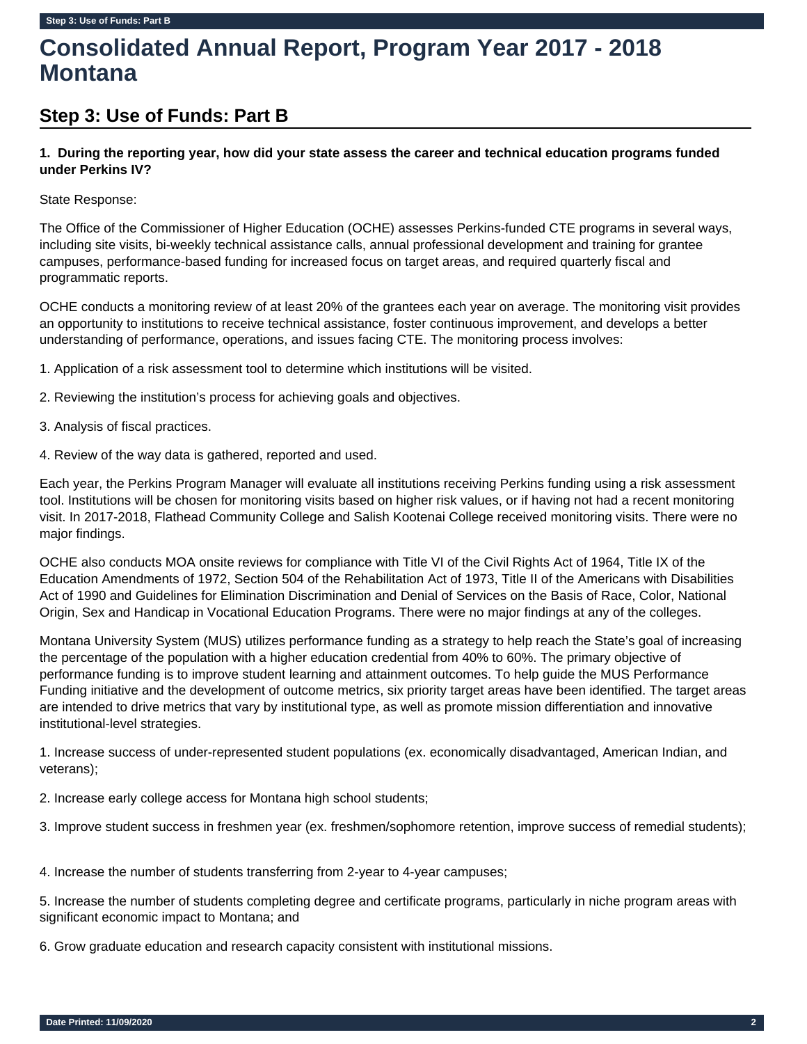# Consolidated Annual Report, Program Year 2017 - 2018 Montana

## Step 3: Use of Funds: Part B

**1. During the reporting year, how did your state assess the career and technical education programs funded under Perkins IV?**

State Response:

The Office of the Commissioner of Higher Education (OCHE) assesses Perkins-funded CTE programs in several ways, including site visits, bi-weekly technical assistance calls, annual professional development and training for grantee campuses, performance-based funding for increased focus on target areas, and required quarterly fiscal and programmatic reports.

OCHE conducts a monitoring review of at least 20% of the grantees each year on average. The monitoring visit provides an opportunity to institutions to receive technical assistance, foster continuous improvement, and develops a better understanding of performance, operations, and issues facing CTE. The monitoring process involves:

1. Application of a risk assessment tool to determine which institutions will be visited.

2. Reviewing the institution's process for achieving goals and objectives.

3. Analysis of fiscal practices.

4. Review of the way data is gathered, reported and used.

Each year, the Perkins Program Manager will evaluate all institutions receiving Perkins funding using a risk assessment tool. Institutions will be chosen for monitoring visits based on higher risk values, or if having not had a recent monitoring visit. In 2017-2018, Flathead Community College and Salish Kootenai College received monitoring visits. There were no major findings.

OCHE also conducts MOA onsite reviews for compliance with Title VI of the Civil Rights Act of 1964, Title IX of the Education Amendments of 1972, Section 504 of the Rehabilitation Act of 1973, Title II of the Americans with Disabilities Act of 1990 and Guidelines for Elimination Discrimination and Denial of Services on the Basis of Race, Color, National Origin, Sex and Handicap in Vocational Education Programs. There were no major findings at any of the colleges.

Montana University System (MUS) utilizes performance funding as a strategy to help reach the State's goal of increasing the percentage of the population with a higher education credential from 40% to 60%. The primary objective of performance funding is to improve student learning and attainment outcomes. To help guide the MUS Performance Funding initiative and the development of outcome metrics, six priority target areas have been identified. The target areas are intended to drive metrics that vary by institutional type, as well as promote mission differentiation and innovative institutional-level strategies.

1. Increase success of under-represented student populations (ex. economically disadvantaged, American Indian, and veterans);

2. Increase early college access for Montana high school students;

3. Improve student success in freshmen year (ex. freshmen/sophomore retention, improve success of remedial students);

4. Increase the number of students transferring from 2-year to 4-year campuses;

5. Increase the number of students completing degree and certificate programs, particularly in niche program areas with significant economic impact to Montana; and

6. Grow graduate education and research capacity consistent with institutional missions.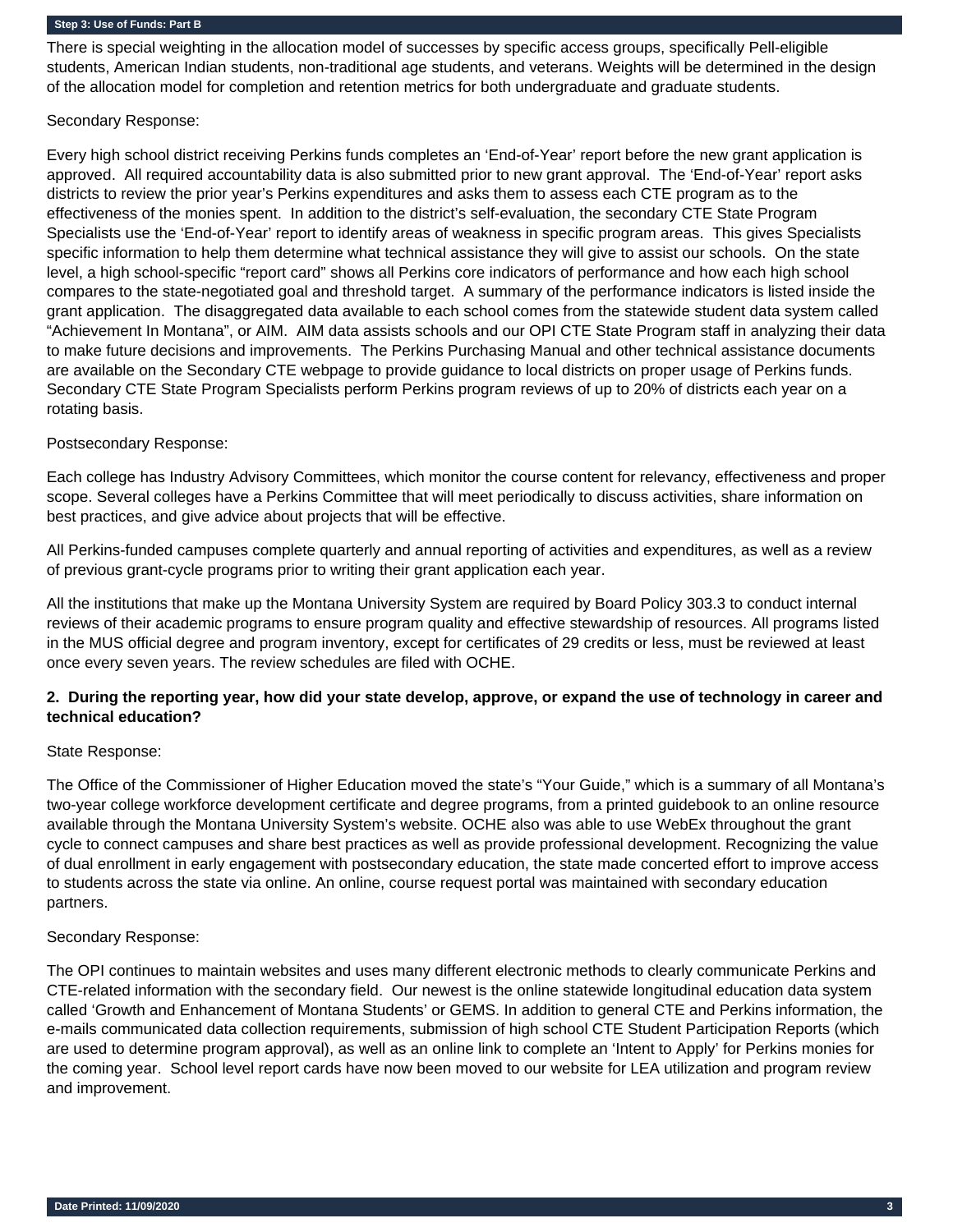There is special weighting in the allocation model of successes by specific access groups, specifically Pell-eligible students, American Indian students, non-traditional age students, and veterans. Weights will be determined in the design of the allocation model for completion and retention metrics for both undergraduate and graduate students.

Secondary Response:

Every high school district receiving Perkins funds completes an 'End-of-Year' report before the new grant application is approved. All required accountability data is also submitted prior to new grant approval. The 'End-of-Year' report asks districts to review the prior year's Perkins expenditures and asks them to assess each CTE program as to the effectiveness of the monies spent. In addition to the district's self-evaluation, the secondary CTE State Program Specialists use the 'End-of-Year' report to identify areas of weakness in specific program areas. This gives Specialists specific information to help them determine what technical assistance they will give to assist our schools. On the state level, a high school-specific "report card" shows all Perkins core indicators of performance and how each high school compares to the state-negotiated goal and threshold target. A summary of the performance indicators is listed inside the grant application. The disaggregated data available to each school comes from the statewide student data system called "Achievement In Montana", or AIM. AIM data assists schools and our OPI CTE State Program staff in analyzing their data to make future decisions and improvements. The Perkins Purchasing Manual and other technical assistance documents are available on the Secondary CTE webpage to provide guidance to local districts on proper usage of Perkins funds. Secondary CTE State Program Specialists perform Perkins program reviews of up to 20% of districts each year on a rotating basis.

Postsecondary Response:

Each college has Industry Advisory Committees, which monitor the course content for relevancy, effectiveness and proper scope. Several colleges have a Perkins Committee that will meet periodically to discuss activities, share information on best practices, and give advice about projects that will be effective.

All Perkins-funded campuses complete quarterly and annual reporting of activities and expenditures, as well as a review of previous grant-cycle programs prior to writing their grant application each year.

All the institutions that make up the Montana University System are required by Board Policy 303.3 to conduct internal reviews of their academic programs to ensure program quality and effective stewardship of resources. All programs listed in the MUS official degree and program inventory, except for certificates of 29 credits or less, must be reviewed at least once every seven years. The review schedules are filed with OCHE.

**2. During the reporting year, how did your state develop, approve, or expand the use of technology in career and technical education?**

State Response:

The Office of the Commissioner of Higher Education moved the state's "Your Guide," which is a summary of all Montana's two-year college workforce development certificate and degree programs, from a printed guidebook to an online resource available through the Montana University System's website. OCHE also was able to use WebEx throughout the grant cycle to connect campuses and share best practices as well as provide professional development. Recognizing the value of dual enrollment in early engagement with postsecondary education, the state made concerted effort to improve access to students across the state via online. An online, course request portal was maintained with secondary education partners.

Secondary Response:

The OPI continues to maintain websites and uses many different electronic methods to clearly communicate Perkins and CTE-related information with the secondary field. Our newest is the online statewide longitudinal education data system called 'Growth and Enhancement of Montana Students' or GEMS. In addition to general CTE and Perkins information, the e-mails communicated data collection requirements, submission of high school CTE Student Participation Reports (which are used to determine program approval), as well as an online link to complete an 'Intent to Apply' for Perkins monies for the coming year. School level report cards have now been moved to our website for LEA utilization and program review and improvement.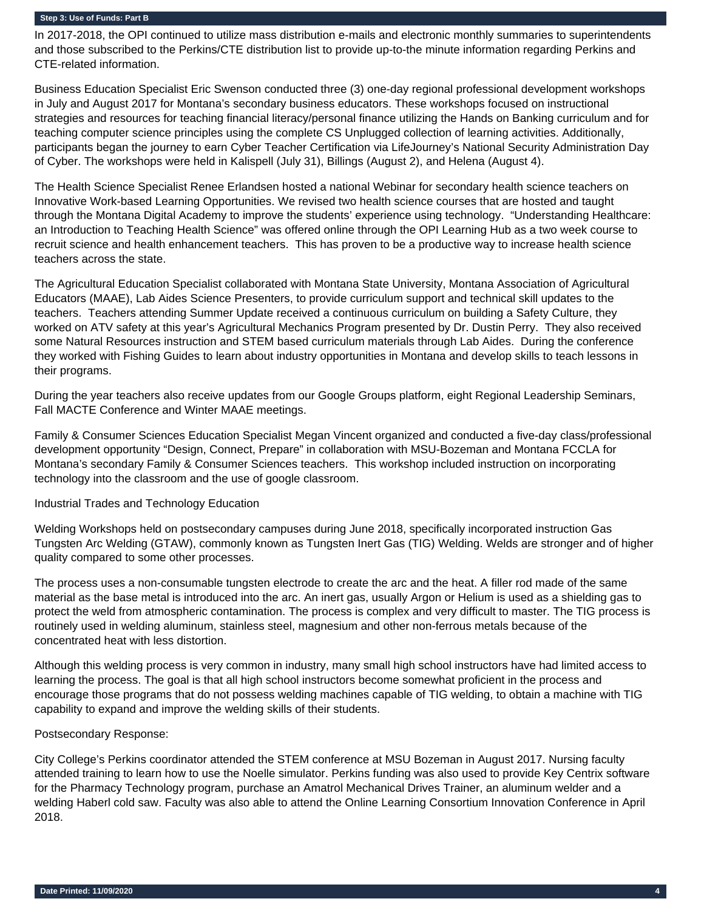## Step 3: Use of Funds: Part B

In 2017-2018, the OPI continued to utilize mass distribution e-mails and electronic monthly summaries to superintendents and those subscribed to the Perkins/CTE distribution list to provide up-to-the minute information regarding Perkins and CTE-related information.

Business Education Specialist Eric Swenson conducted three (3) one-day regional professional development workshops in July and August 2017 for Montana's secondary business educators. These workshops focused on instructional strategies and resources for teaching financial literacy/personal finance utilizing the Hands on Banking curriculum and for teaching computer science principles using the complete CS Unplugged collection of learning activities. Additionally, participants began the journey to earn Cyber Teacher Certification via LifeJourney's National Security Administration Day of Cyber. The workshops were held in Kalispell (July 31), Billings (August 2), and Helena (August 4).

The Health Science Specialist Renee Erlandsen hosted a national Webinar for secondary health science teachers on Innovative Work-based Learning Opportunities. We revised two health science courses that are hosted and taught through the Montana Digital Academy to improve the students' experience using technology. "Understanding Healthcare: an Introduction to Teaching Health Science" was offered online through the OPI Learning Hub as a two week course to recruit science and health enhancement teachers. This has proven to be a productive way to increase health science teachers across the state.

The Agricultural Education Specialist collaborated with Montana State University, Montana Association of Agricultural Educators (MAAE), Lab Aides Science Presenters, to provide curriculum support and technical skill updates to the teachers. Teachers attending Summer Update received a continuous curriculum on building a Safety Culture, they worked on ATV safety at this year's Agricultural Mechanics Program presented by Dr. Dustin Perry. They also received some Natural Resources instruction and STEM based curriculum materials through Lab Aides. During the conference they worked with Fishing Guides to learn about industry opportunities in Montana and develop skills to teach lessons in their programs.

During the year teachers also receive updates from our Google Groups platform, eight Regional Leadership Seminars, Fall MACTE Conference and Winter MAAE meetings.

Family & Consumer Sciences Education Specialist Megan Vincent organized and conducted a five-day class/professional development opportunity "Design, Connect, Prepare" in collaboration with MSU-Bozeman and Montana FCCLA for Montana's secondary Family & Consumer Sciences teachers. This workshop included instruction on incorporating technology into the classroom and the use of google classroom.

Industrial Trades and Technology Education

Welding Workshops held on postsecondary campuses during June 2018, specifically incorporated instruction Gas Tungsten Arc Welding (GTAW), commonly known as Tungsten Inert Gas (TIG) Welding. Welds are stronger and of higher quality compared to some other processes.

The process uses a non-consumable tungsten electrode to create the arc and the heat. A filler rod made of the same material as the base metal is introduced into the arc. An inert gas, usually Argon or Helium is used as a shielding gas to protect the weld from atmospheric contamination. The process is complex and very difficult to master. The TIG process is routinely used in welding aluminum, stainless steel, magnesium and other non-ferrous metals because of the concentrated heat with less distortion.

Although this welding process is very common in industry, many small high school instructors have had limited access to learning the process. The goal is that all high school instructors become somewhat proficient in the process and encourage those programs that do not possess welding machines capable of TIG welding, to obtain a machine with TIG capability to expand and improve the welding skills of their students.

Postsecondary Response:

City College's Perkins coordinator attended the STEM conference at MSU Bozeman in August 2017. Nursing faculty attended training to learn how to use the Noelle simulator. Perkins funding was also used to provide Key Centrix software for the Pharmacy Technology program, purchase an Amatrol Mechanical Drives Trainer, an aluminum welder and a welding Haberl cold saw. Faculty was also able to attend the Online Learning Consortium Innovation Conference in April 2018.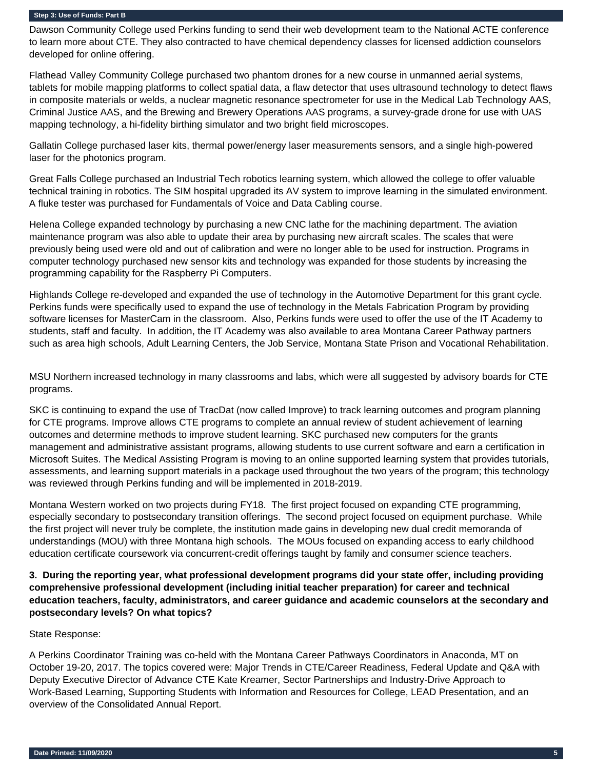**Step 3: Use of Funds: Part B**

Dawson Community College used Perkins funding to send their web development team to the National ACTE conference to learn more about CTE. They also contracted to have chemical dependency classes for licensed addiction counselors developed for online offering.

Flathead Valley Community College purchased two phantom drones for a new course in unmanned aerial systems, tablets for mobile mapping platforms to collect spatial data, a flaw detector that uses ultrasound technology to detect flaws in composite materials or welds, a nuclear magnetic resonance spectrometer for use in the Medical Lab Technology AAS, Criminal Justice AAS, and the Brewing and Brewery Operations AAS programs, a survey-grade drone for use with UAS mapping technology, a hi-fidelity birthing simulator and two bright field microscopes.

Gallatin College purchased laser kits, thermal power/energy laser measurements sensors, and a single high-powered laser for the photonics program.

Great Falls College purchased an Industrial Tech robotics learning system, which allowed the college to offer valuable technical training in robotics. The SIM hospital upgraded its AV system to improve learning in the simulated environment. A fluke tester was purchased for Fundamentals of Voice and Data Cabling course.

Helena College expanded technology by purchasing a new CNC lathe for the machining department. The aviation maintenance program was also able to update their area by purchasing new aircraft scales. The scales that were previously being used were old and out of calibration and were no longer able to be used for instruction. Programs in computer technology purchased new sensor kits and technology was expanded for those students by increasing the programming capability for the Raspberry Pi Computers.

Highlands College re-developed and expanded the use of technology in the Automotive Department for this grant cycle. Perkins funds were specifically used to expand the use of technology in the Metals Fabrication Program by providing software licenses for MasterCam in the classroom. Also, Perkins funds were used to offer the use of the IT Academy to students, staff and faculty. In addition, the IT Academy was also available to area Montana Career Pathway partners such as area high schools, Adult Learning Centers, the Job Service, Montana State Prison and Vocational Rehabilitation.

MSU Northern increased technology in many classrooms and labs, which were all suggested by advisory boards for CTE programs.

SKC is continuing to expand the use of TracDat (now called Improve) to track learning outcomes and program planning for CTE programs. Improve allows CTE programs to complete an annual review of student achievement of learning outcomes and determine methods to improve student learning. SKC purchased new computers for the grants management and administrative assistant programs, allowing students to use current software and earn a certification in Microsoft Suites. The Medical Assisting Program is moving to an online supported learning system that provides tutorials, assessments, and learning support materials in a package used throughout the two years of the program; this technology was reviewed through Perkins funding and will be implemented in 2018-2019.

Montana Western worked on two projects during FY18. The first project focused on expanding CTE programming, especially secondary to postsecondary transition offerings. The second project focused on equipment purchase. While the first project will never truly be complete, the institution made gains in developing new dual credit memoranda of understandings (MOU) with three Montana high schools. The MOUs focused on expanding access to early childhood education certificate coursework via concurrent-credit offerings taught by family and consumer science teachers.

**3. During the reporting year, what professional development programs did your state offer, including providing comprehensive professional development (including initial teacher preparation) for career and technical education teachers, faculty, administrators, and career guidance and academic counselors at the secondary and postsecondary levels? On what topics?**

State Response:

A Perkins Coordinator Training was co-held with the Montana Career Pathways Coordinators in Anaconda, MT on October 19-20, 2017. The topics covered were: Major Trends in CTE/Career Readiness, Federal Update and Q&A with Deputy Executive Director of Advance CTE Kate Kreamer, Sector Partnerships and Industry-Drive Approach to Work-Based Learning, Supporting Students with Information and Resources for College, LEAD Presentation, and an overview of the Consolidated Annual Report.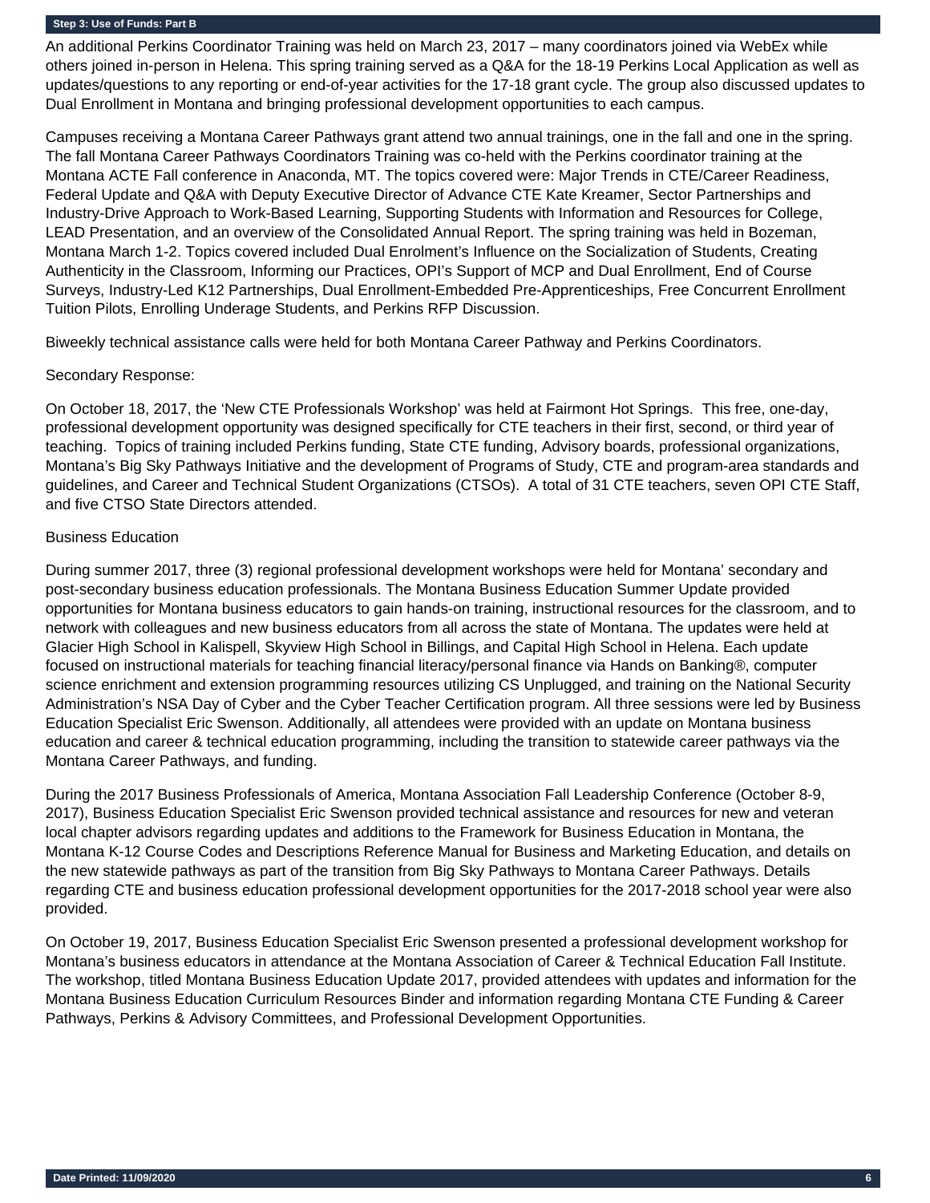## Step 3: Use of Funds: Part B

An additional Perkins Coordinator Training was held on March 23, 2017 – many coordinators joined via WebEx while others joined in-person in Helena. This spring training served as a Q&A for the 18-19 Perkins Local Application as well as updates/questions to any reporting or end-of-year activities for the 17-18 grant cycle. The group also discussed updates to Dual Enrollment in Montana and bringing professional development opportunities to each campus.

Campuses receiving a Montana Career Pathways grant attend two annual trainings, one in the fall and one in the spring. The fall Montana Career Pathways Coordinators Training was co-held with the Perkins coordinator training at the Montana ACTE Fall conference in Anaconda, MT. The topics covered were: Major Trends in CTE/Career Readiness, Federal Update and Q&A with Deputy Executive Director of Advance CTE Kate Kreamer, Sector Partnerships and Industry-Drive Approach to Work-Based Learning, Supporting Students with Information and Resources for College, LEAD Presentation, and an overview of the Consolidated Annual Report. The spring training was held in Bozeman, Montana March 1-2. Topics covered included Dual Enrolment's Influence on the Socialization of Students, Creating Authenticity in the Classroom, Informing our Practices, OPI's Support of MCP and Dual Enrollment, End of Course Surveys, Industry-Led K12 Partnerships, Dual Enrollment-Embedded Pre-Apprenticeships, Free Concurrent Enrollment Tuition Pilots, Enrolling Underage Students, and Perkins RFP Discussion.

Biweekly technical assistance calls were held for both Montana Career Pathway and Perkins Coordinators.

Secondary Response:

On October 18, 2017, the 'New CTE Professionals Workshop' was held at Fairmont Hot Springs. This free, one-day, professional development opportunity was designed specifically for CTE teachers in their first, second, or third year of teaching. Topics of training included Perkins funding, State CTE funding, Advisory boards, professional organizations, Montana's Big Sky Pathways Initiative and the development of Programs of Study, CTE and program-area standards and guidelines, and Career and Technical Student Organizations (CTSOs). A total of 31 CTE teachers, seven OPI CTE Staff, and five CTSO State Directors attended.

Business Education

During summer 2017, three (3) regional professional development workshops were held for Montana' secondary and post-secondary business education professionals. The Montana Business Education Summer Update provided opportunities for Montana business educators to gain hands-on training, instructional resources for the classroom, and to network with colleagues and new business educators from all across the state of Montana. The updates were held at Glacier High School in Kalispell, Skyview High School in Billings, and Capital High School in Helena. Each update focused on instructional materials for teaching financial literacy/personal finance via Hands on Banking®, computer science enrichment and extension programming resources utilizing CS Unplugged, and training on the National Security Administration's NSA Day of Cyber and the Cyber Teacher Certification program. All three sessions were led by Business Education Specialist Eric Swenson. Additionally, all attendees were provided with an update on Montana business education and career & technical education programming, including the transition to statewide career pathways via the Montana Career Pathways, and funding.

During the 2017 Business Professionals of America, Montana Association Fall Leadership Conference (October 8-9, 2017), Business Education Specialist Eric Swenson provided technical assistance and resources for new and veteran local chapter advisors regarding updates and additions to the Framework for Business Education in Montana, the Montana K-12 Course Codes and Descriptions Reference Manual for Business and Marketing Education, and details on the new statewide pathways as part of the transition from Big Sky Pathways to Montana Career Pathways. Details regarding CTE and business education professional development opportunities for the 2017-2018 school year were also provided.

On October 19, 2017, Business Education Specialist Eric Swenson presented a professional development workshop for Montana's business educators in attendance at the Montana Association of Career & Technical Education Fall Institute. The workshop, titled Montana Business Education Update 2017, provided attendees with updates and information for the Montana Business Education Curriculum Resources Binder and information regarding Montana CTE Funding & Career Pathways, Perkins & Advisory Committees, and Professional Development Opportunities.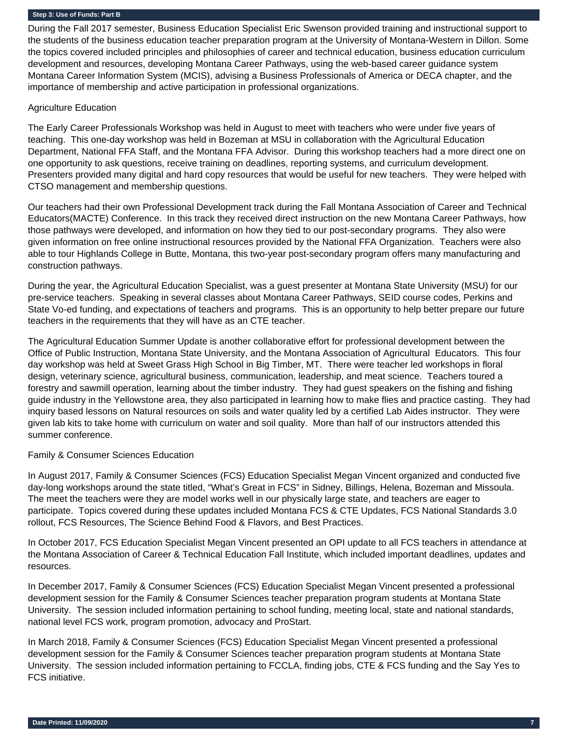**Step 3: Use of Funds: Part B**

During the Fall 2017 semester, Business Education Specialist Eric Swenson provided training and instructional support to the students of the business education teacher preparation program at the University of Montana-Western in Dillon. Some the topics covered included principles and philosophies of career and technical education, business education curriculum development and resources, developing Montana Career Pathways, using the web-based career guidance system Montana Career Information System (MCIS), advising a Business Professionals of America or DECA chapter, and the importance of membership and active participation in professional organizations.

Agriculture Education

The Early Career Professionals Workshop was held in August to meet with teachers who were under five years of teaching. This one-day workshop was held in Bozeman at MSU in collaboration with the Agricultural Education Department, National FFA Staff, and the Montana FFA Advisor. During this workshop teachers had a more direct one on one opportunity to ask questions, receive training on deadlines, reporting systems, and curriculum development. Presenters provided many digital and hard copy resources that would be useful for new teachers. They were helped with CTSO management and membership questions.

Our teachers had their own Professional Development track during the Fall Montana Association of Career and Technical Educators(MACTE) Conference. In this track they received direct instruction on the new Montana Career Pathways, how those pathways were developed, and information on how they tied to our post-secondary programs. They also were given information on free online instructional resources provided by the National FFA Organization. Teachers were also able to tour Highlands College in Butte, Montana, this two-year post-secondary program offers many manufacturing and construction pathways.

During the year, the Agricultural Education Specialist, was a guest presenter at Montana State University (MSU) for our pre-service teachers. Speaking in several classes about Montana Career Pathways, SEID course codes, Perkins and State Vo-ed funding, and expectations of teachers and programs. This is an opportunity to help better prepare our future teachers in the requirements that they will have as an CTE teacher.

The Agricultural Education Summer Update is another collaborative effort for professional development between the Office of Public Instruction, Montana State University, and the Montana Association of Agricultural Educators. This four day workshop was held at Sweet Grass High School in Big Timber, MT. There were teacher led workshops in floral design, veterinary science, agricultural business, communication, leadership, and meat science. Teachers toured a forestry and sawmill operation, learning about the timber industry. They had guest speakers on the fishing and fishing guide industry in the Yellowstone area, they also participated in learning how to make flies and practice casting. They had inquiry based lessons on Natural resources on soils and water quality led by a certified Lab Aides instructor. They were given lab kits to take home with curriculum on water and soil quality. More than half of our instructors attended this summer conference.

Family & Consumer Sciences Education

In August 2017, Family & Consumer Sciences (FCS) Education Specialist Megan Vincent organized and conducted five day-long workshops around the state titled, "What's Great in FCS" in Sidney, Billings, Helena, Bozeman and Missoula. The meet the teachers were they are model works well in our physically large state, and teachers are eager to participate. Topics covered during these updates included Montana FCS & CTE Updates, FCS National Standards 3.0 rollout, FCS Resources, The Science Behind Food & Flavors, and Best Practices.

In October 2017, FCS Education Specialist Megan Vincent presented an OPI update to all FCS teachers in attendance at the Montana Association of Career & Technical Education Fall Institute, which included important deadlines, updates and resources.

In December 2017, Family & Consumer Sciences (FCS) Education Specialist Megan Vincent presented a professional development session for the Family & Consumer Sciences teacher preparation program students at Montana State University. The session included information pertaining to school funding, meeting local, state and national standards, national level FCS work, program promotion, advocacy and ProStart.

In March 2018, Family & Consumer Sciences (FCS) Education Specialist Megan Vincent presented a professional development session for the Family & Consumer Sciences teacher preparation program students at Montana State University. The session included information pertaining to FCCLA, finding jobs, CTE & FCS funding and the Say Yes to FCS initiative.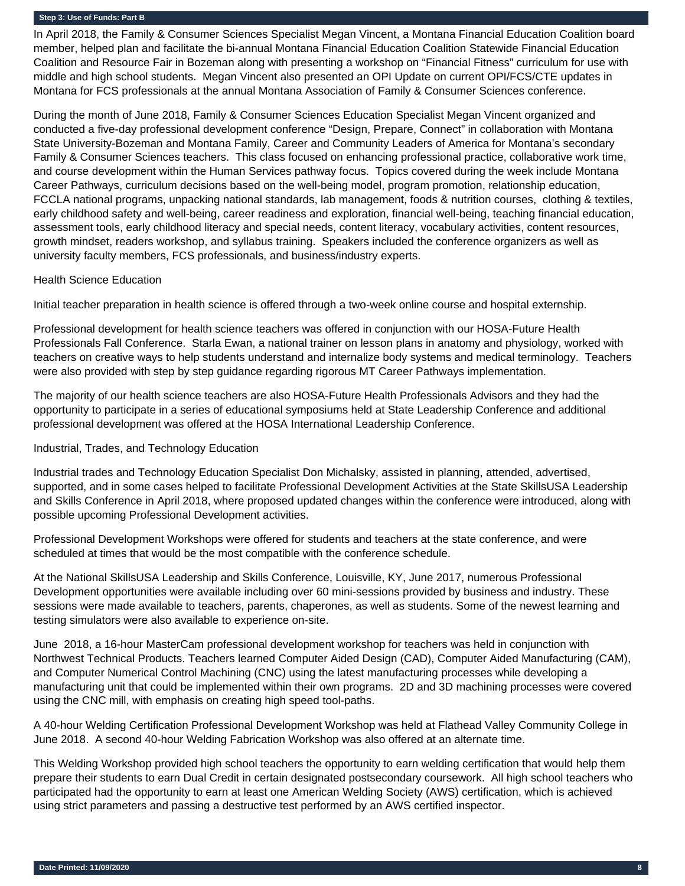**Step 3: Use of Funds: Part B**

In April 2018, the Family & Consumer Sciences Specialist Megan Vincent, a Montana Financial Education Coalition board member, helped plan and facilitate the bi-annual Montana Financial Education Coalition Statewide Financial Education Coalition and Resource Fair in Bozeman along with presenting a workshop on "Financial Fitness" curriculum for use with middle and high school students. Megan Vincent also presented an OPI Update on current OPI/FCS/CTE updates in Montana for FCS professionals at the annual Montana Association of Family & Consumer Sciences conference.

During the month of June 2018, Family & Consumer Sciences Education Specialist Megan Vincent organized and conducted a five-day professional development conference "Design, Prepare, Connect" in collaboration with Montana State University-Bozeman and Montana Family, Career and Community Leaders of America for Montana's secondary Family & Consumer Sciences teachers. This class focused on enhancing professional practice, collaborative work time, and course development within the Human Services pathway focus. Topics covered during the week include Montana Career Pathways, curriculum decisions based on the well-being model, program promotion, relationship education, FCCLA national programs, unpacking national standards, lab management, foods & nutrition courses, clothing & textiles, early childhood safety and well-being, career readiness and exploration, financial well-being, teaching financial education, assessment tools, early childhood literacy and special needs, content literacy, vocabulary activities, content resources, growth mindset, readers workshop, and syllabus training. Speakers included the conference organizers as well as university faculty members, FCS professionals, and business/industry experts.

Health Science Education

Initial teacher preparation in health science is offered through a two-week online course and hospital externship.

Professional development for health science teachers was offered in conjunction with our HOSA-Future Health Professionals Fall Conference. Starla Ewan, a national trainer on lesson plans in anatomy and physiology, worked with teachers on creative ways to help students understand and internalize body systems and medical terminology. Teachers were also provided with step by step guidance regarding rigorous MT Career Pathways implementation.

The majority of our health science teachers are also HOSA-Future Health Professionals Advisors and they had the opportunity to participate in a series of educational symposiums held at State Leadership Conference and additional professional development was offered at the HOSA International Leadership Conference.

Industrial, Trades, and Technology Education

Industrial trades and Technology Education Specialist Don Michalsky, assisted in planning, attended, advertised, supported, and in some cases helped to facilitate Professional Development Activities at the State SkillsUSA Leadership and Skills Conference in April 2018, where proposed updated changes within the conference were introduced, along with possible upcoming Professional Development activities.

Professional Development Workshops were offered for students and teachers at the state conference, and were scheduled at times that would be the most compatible with the conference schedule.

At the National SkillsUSA Leadership and Skills Conference, Louisville, KY, June 2017, numerous Professional Development opportunities were available including over 60 mini-sessions provided by business and industry. These sessions were made available to teachers, parents, chaperones, as well as students. Some of the newest learning and testing simulators were also available to experience on-site.

June 2018, a 16-hour MasterCam professional development workshop for teachers was held in conjunction with Northwest Technical Products. Teachers learned Computer Aided Design (CAD), Computer Aided Manufacturing (CAM), and Computer Numerical Control Machining (CNC) using the latest manufacturing processes while developing a manufacturing unit that could be implemented within their own programs. 2D and 3D machining processes were covered using the CNC mill, with emphasis on creating high speed tool-paths.

A 40-hour Welding Certification Professional Development Workshop was held at Flathead Valley Community College in June 2018. A second 40-hour Welding Fabrication Workshop was also offered at an alternate time.

This Welding Workshop provided high school teachers the opportunity to earn welding certification that would help them prepare their students to earn Dual Credit in certain designated postsecondary coursework. All high school teachers who participated had the opportunity to earn at least one American Welding Society (AWS) certification, which is achieved using strict parameters and passing a destructive test performed by an AWS certified inspector.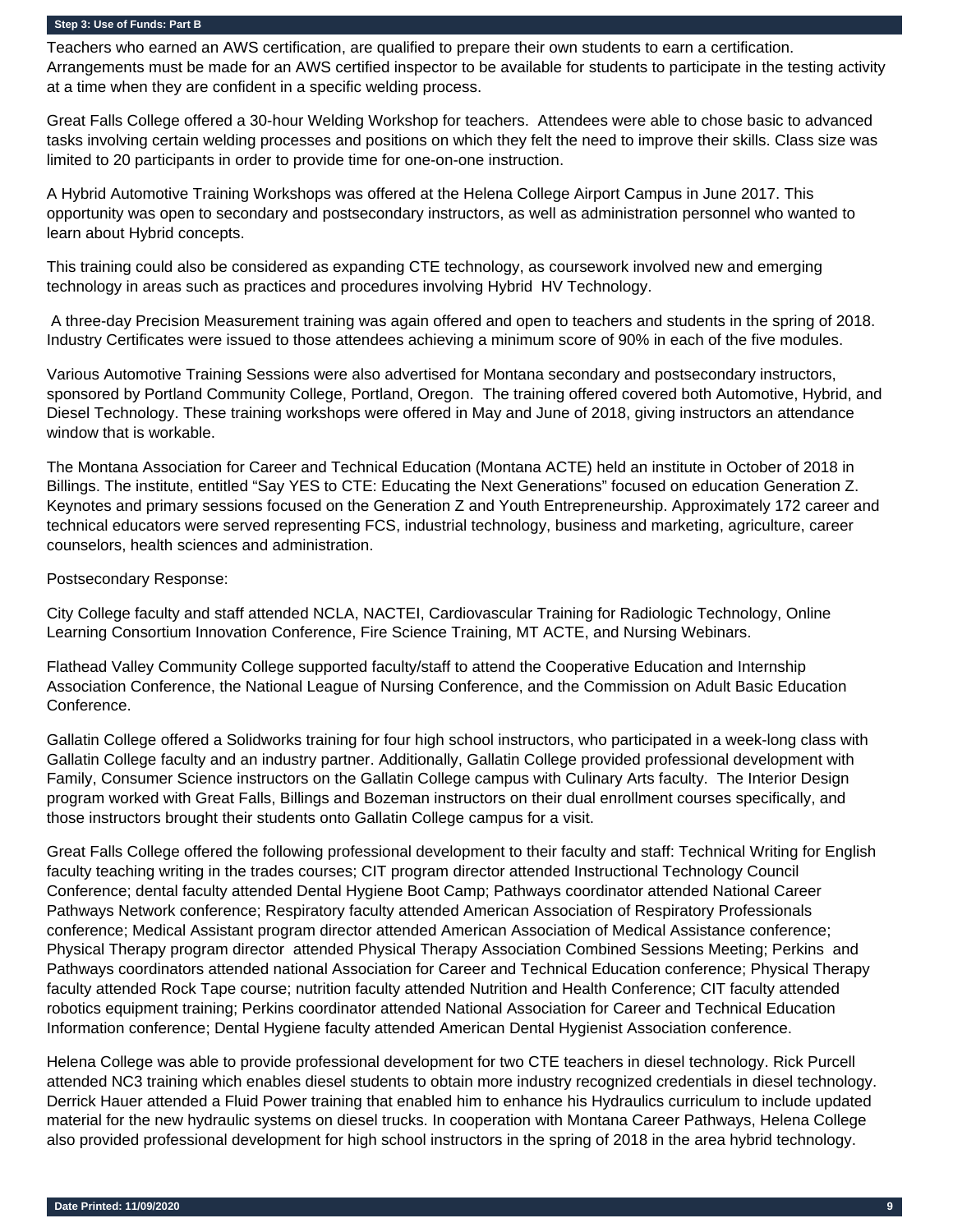### Step 3: Use of Funds: Part B

Teachers who earned an AWS certification, are qualified to prepare their own students to earn a certification. Arrangements must be made for an AWS certified inspector to be available for students to participate in the testing activity at a time when they are confident in a specific welding process.

Great Falls College offered a 30-hour Welding Workshop for teachers. Attendees were able to chose basic to advanced tasks involving certain welding processes and positions on which they felt the need to improve their skills. Class size was limited to 20 participants in order to provide time for one-on-one instruction.

A Hybrid Automotive Training Workshops was offered at the Helena College Airport Campus in June 2017. This opportunity was open to secondary and postsecondary instructors, as well as administration personnel who wanted to learn about Hybrid concepts.

This training could also be considered as expanding CTE technology, as coursework involved new and emerging technology in areas such as practices and procedures involving Hybrid HV Technology.

A three-day Precision Measurement training was again offered and open to teachers and students in the spring of 2018. Industry Certificates were issued to those attendees achieving a minimum score of 90% in each of the five modules.

Various Automotive Training Sessions were also advertised for Montana secondary and postsecondary instructors, sponsored by Portland Community College, Portland, Oregon. The training offered covered both Automotive, Hybrid, and Diesel Technology. These training workshops were offered in May and June of 2018, giving instructors an attendance window that is workable.

The Montana Association for Career and Technical Education (Montana ACTE) held an institute in October of 2018 in Billings. The institute, entitled "Say YES to CTE: Educating the Next Generations" focused on education Generation Z. Keynotes and primary sessions focused on the Generation Z and Youth Entrepreneurship. Approximately 172 career and technical educators were served representing FCS, industrial technology, business and marketing, agriculture, career counselors, health sciences and administration.

Postsecondary Response:

City College faculty and staff attended NCLA, NACTEI, Cardiovascular Training for Radiologic Technology, Online Learning Consortium Innovation Conference, Fire Science Training, MT ACTE, and Nursing Webinars.

Flathead Valley Community College supported faculty/staff to attend the Cooperative Education and Internship Association Conference, the National League of Nursing Conference, and the Commission on Adult Basic Education Conference.

Gallatin College offered a Solidworks training for four high school instructors, who participated in a week-long class with Gallatin College faculty and an industry partner. Additionally, Gallatin College provided professional development with Family, Consumer Science instructors on the Gallatin College campus with Culinary Arts faculty. The Interior Design program worked with Great Falls, Billings and Bozeman instructors on their dual enrollment courses specifically, and those instructors brought their students onto Gallatin College campus for a visit.

Great Falls College offered the following professional development to their faculty and staff: Technical Writing for English faculty teaching writing in the trades courses; CIT program director attended Instructional Technology Council Conference; dental faculty attended Dental Hygiene Boot Camp; Pathways coordinator attended National Career Pathways Network conference; Respiratory faculty attended American Association of Respiratory Professionals conference; Medical Assistant program director attended American Association of Medical Assistance conference; Physical Therapy program director attended Physical Therapy Association Combined Sessions Meeting; Perkins and Pathways coordinators attended national Association for Career and Technical Education conference; Physical Therapy faculty attended Rock Tape course; nutrition faculty attended Nutrition and Health Conference; CIT faculty attended robotics equipment training; Perkins coordinator attended National Association for Career and Technical Education Information conference; Dental Hygiene faculty attended American Dental Hygienist Association conference.

Helena College was able to provide professional development for two CTE teachers in diesel technology. Rick Purcell attended NC3 training which enables diesel students to obtain more industry recognized credentials in diesel technology. Derrick Hauer attended a Fluid Power training that enabled him to enhance his Hydraulics curriculum to include updated material for the new hydraulic systems on diesel trucks. In cooperation with Montana Career Pathways, Helena College also provided professional development for high school instructors in the spring of 2018 in the area hybrid technology.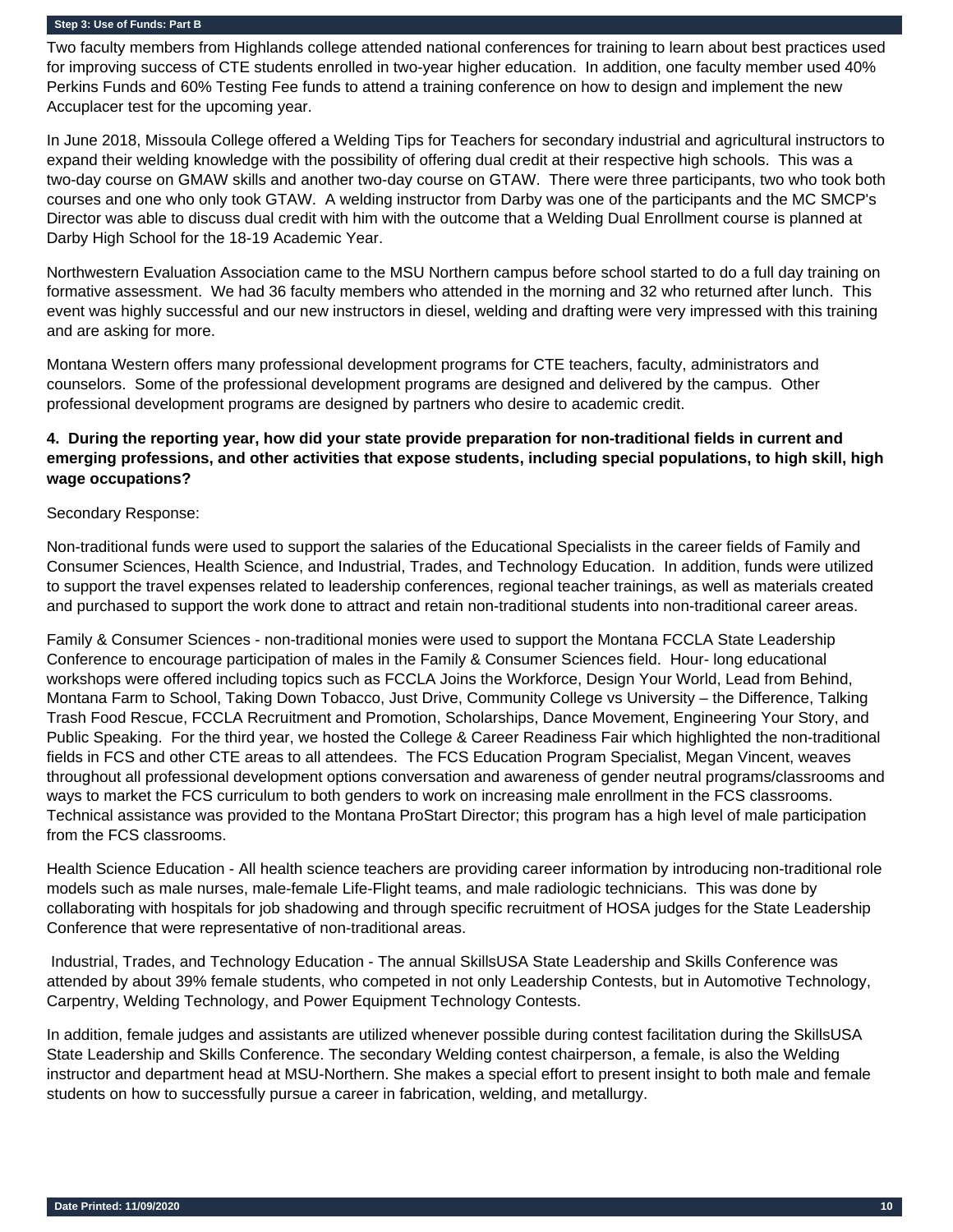**Step 3: Use of Funds: Part B**

Two faculty members from Highlands college attended national conferences for training to learn about best practices used for improving success of CTE students enrolled in two-year higher education. In addition, one faculty member used 40% Perkins Funds and 60% Testing Fee funds to attend a training conference on how to design and implement the new Accuplacer test for the upcoming year.

In June 2018, Missoula College offered a Welding Tips for Teachers for secondary industrial and agricultural instructors to expand their welding knowledge with the possibility of offering dual credit at their respective high schools. This was a two-day course on GMAW skills and another two-day course on GTAW. There were three participants, two who took both courses and one who only took GTAW. A welding instructor from Darby was one of the participants and the MC SMCP's Director was able to discuss dual credit with him with the outcome that a Welding Dual Enrollment course is planned at Darby High School for the 18-19 Academic Year.

Northwestern Evaluation Association came to the MSU Northern campus before school started to do a full day training on formative assessment. We had 36 faculty members who attended in the morning and 32 who returned after lunch. This event was highly successful and our new instructors in diesel, welding and drafting were very impressed with this training and are asking for more.

Montana Western offers many professional development programs for CTE teachers, faculty, administrators and counselors. Some of the professional development programs are designed and delivered by the campus. Other professional development programs are designed by partners who desire to academic credit.

**4. During the reporting year, how did your state provide preparation for non-traditional fields in current and emerging professions, and other activities that expose students, including special populations, to high skill, high wage occupations?**

Secondary Response:

Non-traditional funds were used to support the salaries of the Educational Specialists in the career fields of Family and Consumer Sciences, Health Science, and Industrial, Trades, and Technology Education. In addition, funds were utilized to support the travel expenses related to leadership conferences, regional teacher trainings, as well as materials created and purchased to support the work done to attract and retain non-traditional students into non-traditional career areas.

Family & Consumer Sciences - non-traditional monies were used to support the Montana FCCLA State Leadership Conference to encourage participation of males in the Family & Consumer Sciences field. Hour- long educational workshops were offered including topics such as FCCLA Joins the Workforce, Design Your World, Lead from Behind, Montana Farm to School, Taking Down Tobacco, Just Drive, Community College vs University – the Difference, Talking Trash Food Rescue, FCCLA Recruitment and Promotion, Scholarships, Dance Movement, Engineering Your Story, and Public Speaking. For the third year, we hosted the College & Career Readiness Fair which highlighted the non-traditional fields in FCS and other CTE areas to all attendees. The FCS Education Program Specialist, Megan Vincent, weaves throughout all professional development options conversation and awareness of gender neutral programs/classrooms and ways to market the FCS curriculum to both genders to work on increasing male enrollment in the FCS classrooms. Technical assistance was provided to the Montana ProStart Director; this program has a high level of male participation from the FCS classrooms.

Health Science Education - All health science teachers are providing career information by introducing non-traditional role models such as male nurses, male-female Life-Flight teams, and male radiologic technicians. This was done by collaborating with hospitals for job shadowing and through specific recruitment of HOSA judges for the State Leadership Conference that were representative of non-traditional areas.

Industrial, Trades, and Technology Education - The annual SkillsUSA State Leadership and Skills Conference was attended by about 39% female students, who competed in not only Leadership Contests, but in Automotive Technology, Carpentry, Welding Technology, and Power Equipment Technology Contests.

In addition, female judges and assistants are utilized whenever possible during contest facilitation during the SkillsUSA State Leadership and Skills Conference. The secondary Welding contest chairperson, a female, is also the Welding instructor and department head at MSU-Northern. She makes a special effort to present insight to both male and female students on how to successfully pursue a career in fabrication, welding, and metallurgy.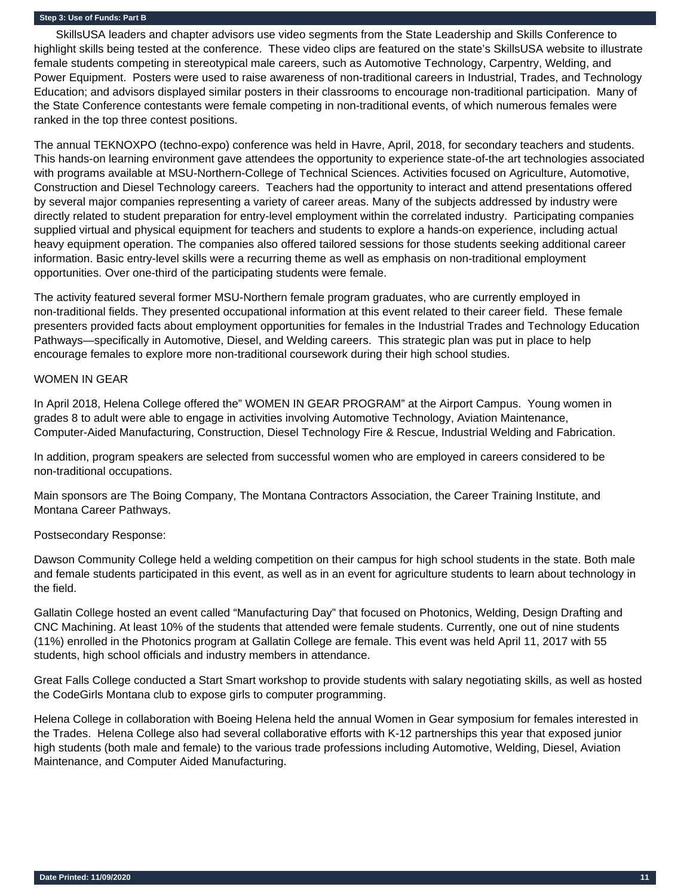**Step 3: Use of Funds: Part B**

SkillsUSA leaders and chapter advisors use video segments from the State Leadership and Skills Conference to highlight skills being tested at the conference. These video clips are featured on the state's SkillsUSA website to illustrate female students competing in stereotypical male careers, such as Automotive Technology, Carpentry, Welding, and Power Equipment. Posters were used to raise awareness of non-traditional careers in Industrial, Trades, and Technology Education; and advisors displayed similar posters in their classrooms to encourage non-traditional participation. Many of the State Conference contestants were female competing in non-traditional events, of which numerous females were ranked in the top three contest positions.

The annual TEKNOXPO (techno-expo) conference was held in Havre, April, 2018, for secondary teachers and students. This hands-on learning environment gave attendees the opportunity to experience state-of-the art technologies associated with programs available at MSU-Northern-College of Technical Sciences. Activities focused on Agriculture, Automotive, Construction and Diesel Technology careers. Teachers had the opportunity to interact and attend presentations offered by several major companies representing a variety of career areas. Many of the subjects addressed by industry were directly related to student preparation for entry-level employment within the correlated industry. Participating companies supplied virtual and physical equipment for teachers and students to explore a hands-on experience, including actual heavy equipment operation. The companies also offered tailored sessions for those students seeking additional career information. Basic entry-level skills were a recurring theme as well as emphasis on non-traditional employment opportunities. Over one-third of the participating students were female.

The activity featured several former MSU-Northern female program graduates, who are currently employed in non-traditional fields. They presented occupational information at this event related to their career field. These female presenters provided facts about employment opportunities for females in the Industrial Trades and Technology Education Pathways—specifically in Automotive, Diesel, and Welding careers. This strategic plan was put in place to help encourage females to explore more non-traditional coursework during their high school studies.

WOMEN IN GEAR

In April 2018, Helena College offered the" WOMEN IN GEAR PROGRAM" at the Airport Campus. Young women in grades 8 to adult were able to engage in activities involving Automotive Technology, Aviation Maintenance, Computer-Aided Manufacturing, Construction, Diesel Technology Fire & Rescue, Industrial Welding and Fabrication.

In addition, program speakers are selected from successful women who are employed in careers considered to be non-traditional occupations.

Main sponsors are The Boing Company, The Montana Contractors Association, the Career Training Institute, and Montana Career Pathways.

Postsecondary Response:

Dawson Community College held a welding competition on their campus for high school students in the state. Both male and female students participated in this event, as well as in an event for agriculture students to learn about technology in the field.

Gallatin College hosted an event called "Manufacturing Day" that focused on Photonics, Welding, Design Drafting and CNC Machining. At least 10% of the students that attended were female students. Currently, one out of nine students (11%) enrolled in the Photonics program at Gallatin College are female. This event was held April 11, 2017 with 55 students, high school officials and industry members in attendance.

Great Falls College conducted a Start Smart workshop to provide students with salary negotiating skills, as well as hosted the CodeGirls Montana club to expose girls to computer programming.

Helena College in collaboration with Boeing Helena held the annual Women in Gear symposium for females interested in the Trades. Helena College also had several collaborative efforts with K-12 partnerships this year that exposed junior high students (both male and female) to the various trade professions including Automotive, Welding, Diesel, Aviation Maintenance, and Computer Aided Manufacturing.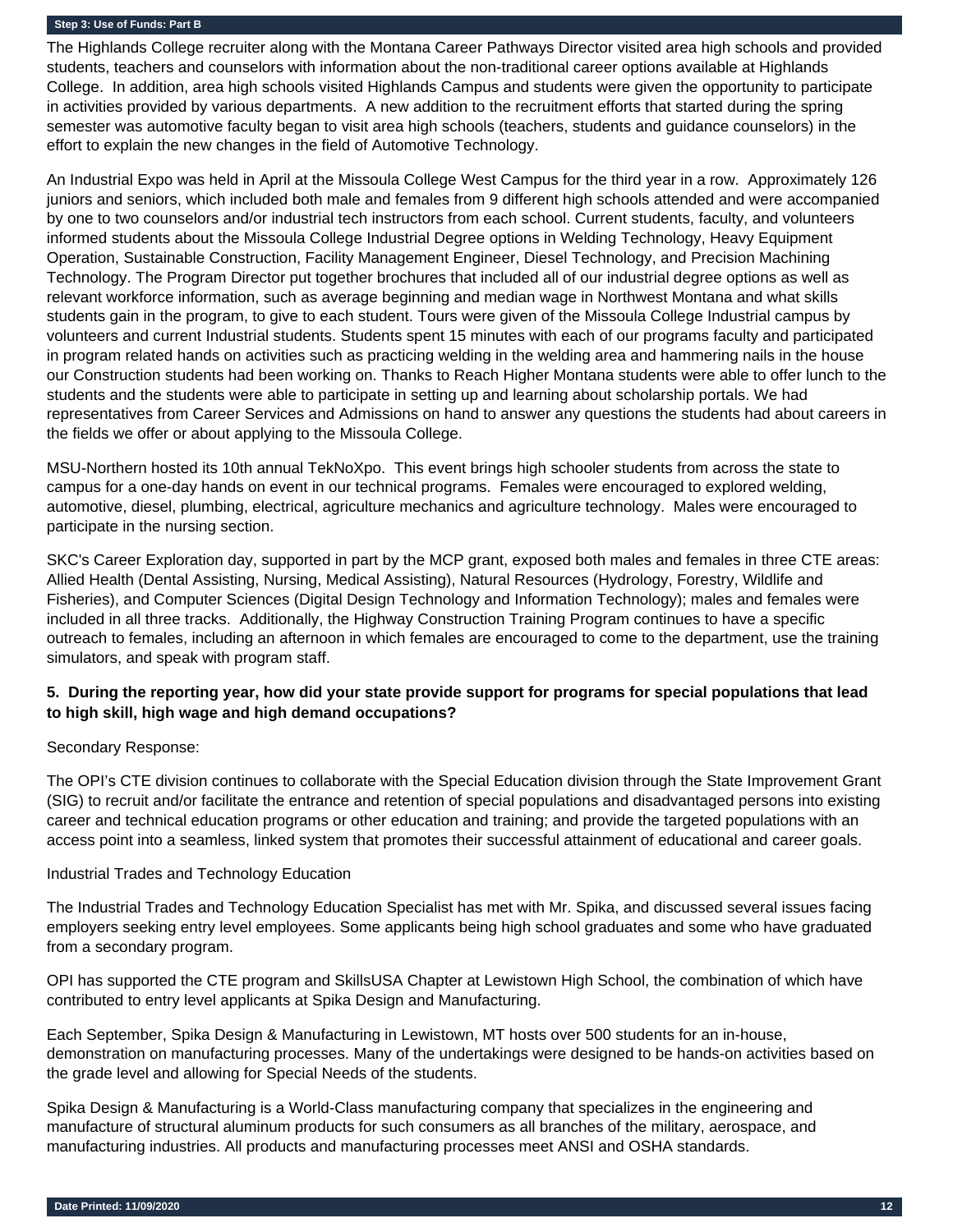**Step 3: Use of Funds: Part B**

The Highlands College recruiter along with the Montana Career Pathways Director visited area high schools and provided students, teachers and counselors with information about the non-traditional career options available at Highlands College. In addition, area high schools visited Highlands Campus and students were given the opportunity to participate in activities provided by various departments. A new addition to the recruitment efforts that started during the spring semester was automotive faculty began to visit area high schools (teachers, students and guidance counselors) in the effort to explain the new changes in the field of Automotive Technology.

An Industrial Expo was held in April at the Missoula College West Campus for the third year in a row. Approximately 126 juniors and seniors, which included both male and females from 9 different high schools attended and were accompanied by one to two counselors and/or industrial tech instructors from each school. Current students, faculty, and volunteers informed students about the Missoula College Industrial Degree options in Welding Technology, Heavy Equipment Operation, Sustainable Construction, Facility Management Engineer, Diesel Technology, and Precision Machining Technology. The Program Director put together brochures that included all of our industrial degree options as well as relevant workforce information, such as average beginning and median wage in Northwest Montana and what skills students gain in the program, to give to each student. Tours were given of the Missoula College Industrial campus by volunteers and current Industrial students. Students spent 15 minutes with each of our programs faculty and participated in program related hands on activities such as practicing welding in the welding area and hammering nails in the house our Construction students had been working on. Thanks to Reach Higher Montana students were able to offer lunch to the students and the students were able to participate in setting up and learning about scholarship portals. We had representatives from Career Services and Admissions on hand to answer any questions the students had about careers in the fields we offer or about applying to the Missoula College.

MSU-Northern hosted its 10th annual TekNoXpo. This event brings high schooler students from across the state to campus for a one-day hands on event in our technical programs. Females were encouraged to explored welding, automotive, diesel, plumbing, electrical, agriculture mechanics and agriculture technology. Males were encouraged to participate in the nursing section.

SKC's Career Exploration day, supported in part by the MCP grant, exposed both males and females in three CTE areas: Allied Health (Dental Assisting, Nursing, Medical Assisting), Natural Resources (Hydrology, Forestry, Wildlife and Fisheries), and Computer Sciences (Digital Design Technology and Information Technology); males and females were included in all three tracks. Additionally, the Highway Construction Training Program continues to have a specific outreach to females, including an afternoon in which females are encouraged to come to the department, use the training simulators, and speak with program staff.

**5. During the reporting year, how did your state provide support for programs for special populations that lead to high skill, high wage and high demand occupations?**

Secondary Response:

The OPI's CTE division continues to collaborate with the Special Education division through the State Improvement Grant (SIG) to recruit and/or facilitate the entrance and retention of special populations and disadvantaged persons into existing career and technical education programs or other education and training; and provide the targeted populations with an access point into a seamless, linked system that promotes their successful attainment of educational and career goals.

Industrial Trades and Technology Education

The Industrial Trades and Technology Education Specialist has met with Mr. Spika, and discussed several issues facing employers seeking entry level employees. Some applicants being high school graduates and some who have graduated from a secondary program.

OPI has supported the CTE program and SkillsUSA Chapter at Lewistown High School, the combination of which have contributed to entry level applicants at Spika Design and Manufacturing.

Each September, Spika Design & Manufacturing in Lewistown, MT hosts over 500 students for an in-house, demonstration on manufacturing processes. Many of the undertakings were designed to be hands-on activities based on the grade level and allowing for Special Needs of the students.

Spika Design & Manufacturing is a World-Class manufacturing company that specializes in the engineering and manufacture of structural aluminum products for such consumers as all branches of the military, aerospace, and manufacturing industries. All products and manufacturing processes meet ANSI and OSHA standards.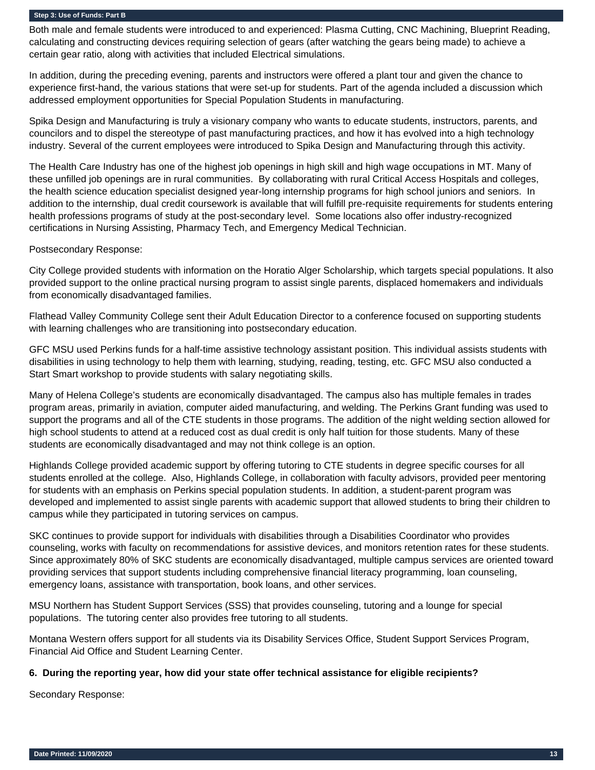Both male and female students were introduced to and experienced: Plasma Cutting, CNC Machining, Blueprint Reading, calculating and constructing devices requiring selection of gears (after watching the gears being made) to achieve a certain gear ratio, along with activities that included Electrical simulations.

In addition, during the preceding evening, parents and instructors were offered a plant tour and given the chance to experience first-hand, the various stations that were set-up for students. Part of the agenda included a discussion which addressed employment opportunities for Special Population Students in manufacturing.

Spika Design and Manufacturing is truly a visionary company who wants to educate students, instructors, parents, and councilors and to dispel the stereotype of past manufacturing practices, and how it has evolved into a high technology industry. Several of the current employees were introduced to Spika Design and Manufacturing through this activity.

The Health Care Industry has one of the highest job openings in high skill and high wage occupations in MT. Many of these unfilled job openings are in rural communities. By collaborating with rural Critical Access Hospitals and colleges, the health science education specialist designed year-long internship programs for high school juniors and seniors. In addition to the internship, dual credit coursework is available that will fulfill pre-requisite requirements for students entering health professions programs of study at the post-secondary level. Some locations also offer industry-recognized certifications in Nursing Assisting, Pharmacy Tech, and Emergency Medical Technician.

Postsecondary Response:

City College provided students with information on the Horatio Alger Scholarship, which targets special populations. It also provided support to the online practical nursing program to assist single parents, displaced homemakers and individuals from economically disadvantaged families.

Flathead Valley Community College sent their Adult Education Director to a conference focused on supporting students with learning challenges who are transitioning into postsecondary education.

GFC MSU used Perkins funds for a half-time assistive technology assistant position. This individual assists students with disabilities in using technology to help them with learning, studying, reading, testing, etc. GFC MSU also conducted a Start Smart workshop to provide students with salary negotiating skills.

Many of Helena College's students are economically disadvantaged. The campus also has multiple females in trades program areas, primarily in aviation, computer aided manufacturing, and welding. The Perkins Grant funding was used to support the programs and all of the CTE students in those programs. The addition of the night welding section allowed for high school students to attend at a reduced cost as dual credit is only half tuition for those students. Many of these students are economically disadvantaged and may not think college is an option.

Highlands College provided academic support by offering tutoring to CTE students in degree specific courses for all students enrolled at the college. Also, Highlands College, in collaboration with faculty advisors, provided peer mentoring for students with an emphasis on Perkins special population students. In addition, a student-parent program was developed and implemented to assist single parents with academic support that allowed students to bring their children to campus while they participated in tutoring services on campus.

SKC continues to provide support for individuals with disabilities through a Disabilities Coordinator who provides counseling, works with faculty on recommendations for assistive devices, and monitors retention rates for these students. Since approximately 80% of SKC students are economically disadvantaged, multiple campus services are oriented toward providing services that support students including comprehensive financial literacy programming, loan counseling, emergency loans, assistance with transportation, book loans, and other services.

MSU Northern has Student Support Services (SSS) that provides counseling, tutoring and a lounge for special populations. The tutoring center also provides free tutoring to all students.

Montana Western offers support for all students via its Disability Services Office, Student Support Services Program, Financial Aid Office and Student Learning Center.

**6. During the reporting year, how did your state offer technical assistance for eligible recipients?**

Secondary Response: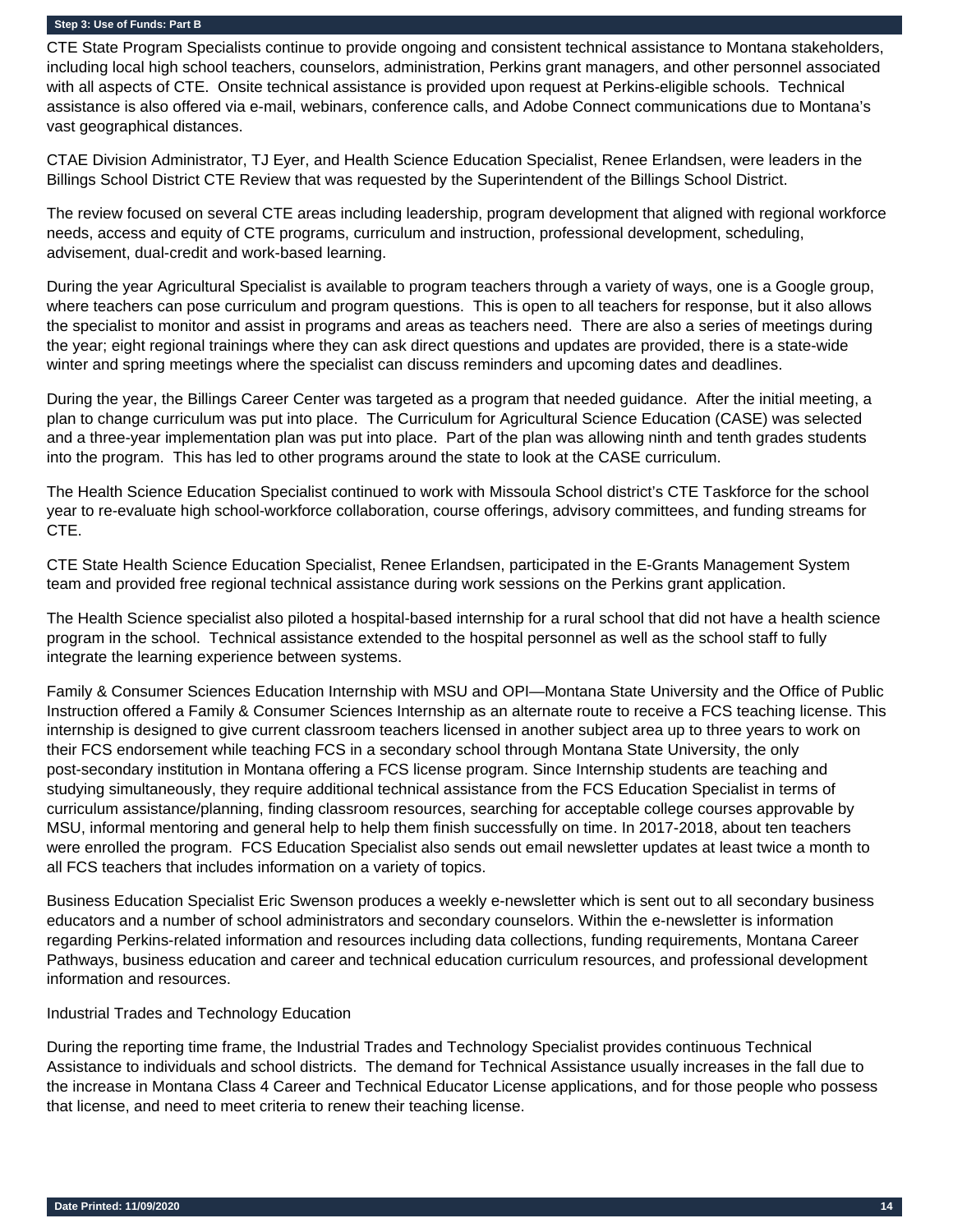**Step 3: Use of Funds: Part B**

CTE State Program Specialists continue to provide ongoing and consistent technical assistance to Montana stakeholders, including local high school teachers, counselors, administration, Perkins grant managers, and other personnel associated with all aspects of CTE. Onsite technical assistance is provided upon request at Perkins-eligible schools. Technical assistance is also offered via e-mail, webinars, conference calls, and Adobe Connect communications due to Montana's vast geographical distances.

CTAE Division Administrator, TJ Eyer, and Health Science Education Specialist, Renee Erlandsen, were leaders in the Billings School District CTE Review that was requested by the Superintendent of the Billings School District.

The review focused on several CTE areas including leadership, program development that aligned with regional workforce needs, access and equity of CTE programs, curriculum and instruction, professional development, scheduling, advisement, dual-credit and work-based learning.

During the year Agricultural Specialist is available to program teachers through a variety of ways, one is a Google group, where teachers can pose curriculum and program questions. This is open to all teachers for response, but it also allows the specialist to monitor and assist in programs and areas as teachers need. There are also a series of meetings during the year; eight regional trainings where they can ask direct questions and updates are provided, there is a state-wide winter and spring meetings where the specialist can discuss reminders and upcoming dates and deadlines.

During the year, the Billings Career Center was targeted as a program that needed guidance. After the initial meeting, a plan to change curriculum was put into place. The Curriculum for Agricultural Science Education (CASE) was selected and a three-year implementation plan was put into place. Part of the plan was allowing ninth and tenth grades students into the program. This has led to other programs around the state to look at the CASE curriculum.

The Health Science Education Specialist continued to work with Missoula School district's CTE Taskforce for the school year to re-evaluate high school-workforce collaboration, course offerings, advisory committees, and funding streams for CTE.

CTE State Health Science Education Specialist, Renee Erlandsen, participated in the E-Grants Management System team and provided free regional technical assistance during work sessions on the Perkins grant application.

The Health Science specialist also piloted a hospital-based internship for a rural school that did not have a health science program in the school. Technical assistance extended to the hospital personnel as well as the school staff to fully integrate the learning experience between systems.

Family & Consumer Sciences Education Internship with MSU and OPI—Montana State University and the Office of Public Instruction offered a Family & Consumer Sciences Internship as an alternate route to receive a FCS teaching license. This internship is designed to give current classroom teachers licensed in another subject area up to three years to work on their FCS endorsement while teaching FCS in a secondary school through Montana State University, the only post-secondary institution in Montana offering a FCS license program. Since Internship students are teaching and studying simultaneously, they require additional technical assistance from the FCS Education Specialist in terms of curriculum assistance/planning, finding classroom resources, searching for acceptable college courses approvable by MSU, informal mentoring and general help to help them finish successfully on time. In 2017-2018, about ten teachers were enrolled the program. FCS Education Specialist also sends out email newsletter updates at least twice a month to all FCS teachers that includes information on a variety of topics.

Business Education Specialist Eric Swenson produces a weekly e-newsletter which is sent out to all secondary business educators and a number of school administrators and secondary counselors. Within the e-newsletter is information regarding Perkins-related information and resources including data collections, funding requirements, Montana Career Pathways, business education and career and technical education curriculum resources, and professional development information and resources.

Industrial Trades and Technology Education

During the reporting time frame, the Industrial Trades and Technology Specialist provides continuous Technical Assistance to individuals and school districts. The demand for Technical Assistance usually increases in the fall due to the increase in Montana Class 4 Career and Technical Educator License applications, and for those people who possess that license, and need to meet criteria to renew their teaching license.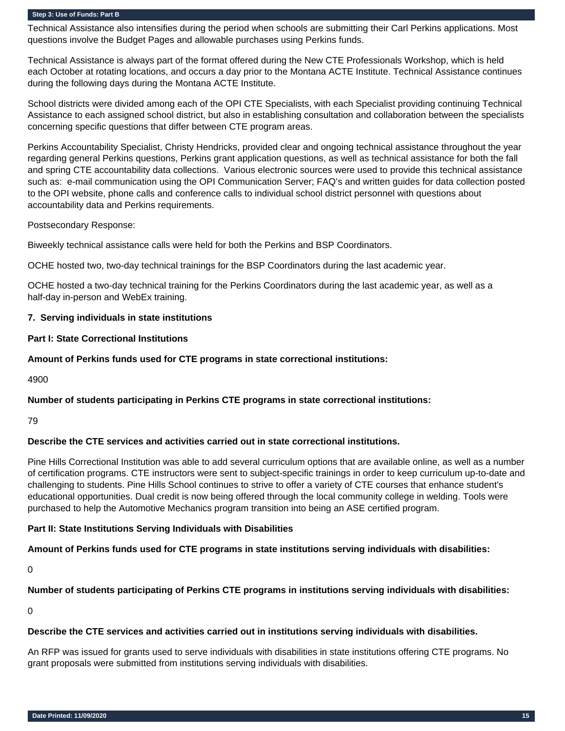Technical Assistance also intensifies during the period when schools are submitting their Carl Perkins applications. Most questions involve the Budget Pages and allowable purchases using Perkins funds.

Technical Assistance is always part of the format offered during the New CTE Professionals Workshop, which is held each October at rotating locations, and occurs a day prior to the Montana ACTE Institute. Technical Assistance continues during the following days during the Montana ACTE Institute.

School districts were divided among each of the OPI CTE Specialists, with each Specialist providing continuing Technical Assistance to each assigned school district, but also in establishing consultation and collaboration between the specialists concerning specific questions that differ between CTE program areas.

Perkins Accountability Specialist, Christy Hendricks, provided clear and ongoing technical assistance throughout the year regarding general Perkins questions, Perkins grant application questions, as well as technical assistance for both the fall and spring CTE accountability data collections. Various electronic sources were used to provide this technical assistance such as: e-mail communication using the OPI Communication Server; FAQ's and written guides for data collection posted to the OPI website, phone calls and conference calls to individual school district personnel with questions about accountability data and Perkins requirements.

Postsecondary Response:

Biweekly technical assistance calls were held for both the Perkins and BSP Coordinators.

OCHE hosted two, two-day technical trainings for the BSP Coordinators during the last academic year.

OCHE hosted a two-day technical training for the Perkins Coordinators during the last academic year, as well as a half-day in-person and WebEx training.

**7. Serving individuals in state institutions**

**Part I: State Correctional Institutions**

**Amount of Perkins funds used for CTE programs in state correctional institutions:**

4900

**Number of students participating in Perkins CTE programs in state correctional institutions:**

79

**Describe the CTE services and activities carried out in state correctional institutions.**

Pine Hills Correctional Institution was able to add several curriculum options that are available online, as well as a number of certification programs. CTE instructors were sent to subject-specific trainings in order to keep curriculum up-to-date and challenging to students. Pine Hills School continues to strive to offer a variety of CTE courses that enhance student's educational opportunities. Dual credit is now being offered through the local community college in welding. Tools were purchased to help the Automotive Mechanics program transition into being an ASE certified program.

**Part II: State Institutions Serving Individuals with Disabilities**

**Amount of Perkins funds used for CTE programs in state institutions serving individuals with disabilities:**

0

**Number of students participating of Perkins CTE programs in institutions serving individuals with disabilities:**

0

**Describe the CTE services and activities carried out in institutions serving individuals with disabilities.**

An RFP was issued for grants used to serve individuals with disabilities in state institutions offering CTE programs. No grant proposals were submitted from institutions serving individuals with disabilities.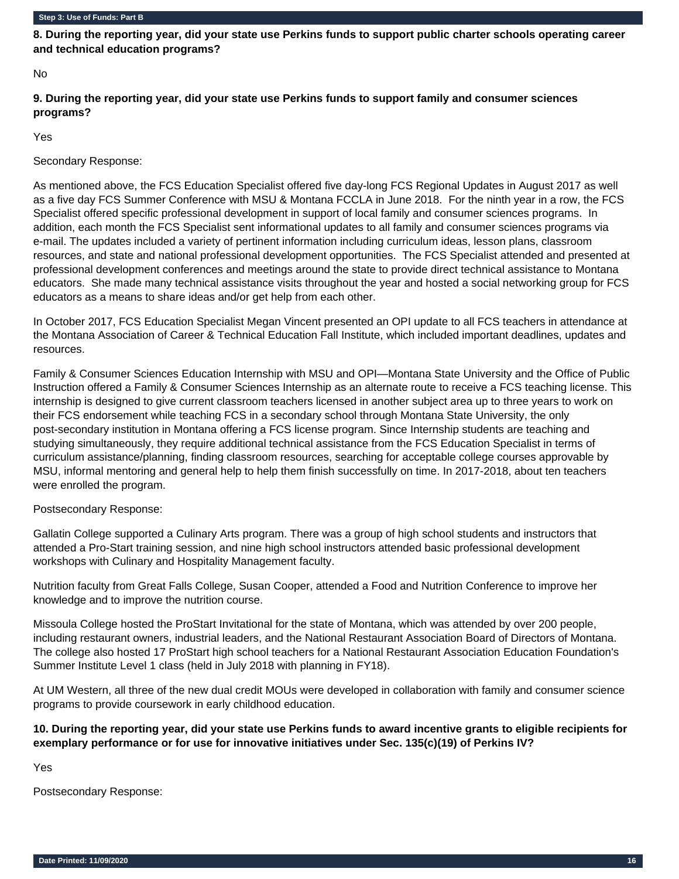**Step 3: Use of Funds: Part B**

**8. During the reporting year, did your state use Perkins funds to support public charter schools operating career and technical education programs?**

No

**9. During the reporting year, did your state use Perkins funds to support family and consumer sciences programs?**

Yes

Secondary Response:

As mentioned above, the FCS Education Specialist offered five day-long FCS Regional Updates in August 2017 as well as a five day FCS Summer Conference with MSU & Montana FCCLA in June 2018. For the ninth year in a row, the FCS Specialist offered specific professional development in support of local family and consumer sciences programs. In addition, each month the FCS Specialist sent informational updates to all family and consumer sciences programs via e-mail. The updates included a variety of pertinent information including curriculum ideas, lesson plans, classroom resources, and state and national professional development opportunities. The FCS Specialist attended and presented at professional development conferences and meetings around the state to provide direct technical assistance to Montana educators. She made many technical assistance visits throughout the year and hosted a social networking group for FCS educators as a means to share ideas and/or get help from each other.

In October 2017, FCS Education Specialist Megan Vincent presented an OPI update to all FCS teachers in attendance at the Montana Association of Career & Technical Education Fall Institute, which included important deadlines, updates and resources.

Family & Consumer Sciences Education Internship with MSU and OPI—Montana State University and the Office of Public Instruction offered a Family & Consumer Sciences Internship as an alternate route to receive a FCS teaching license. This internship is designed to give current classroom teachers licensed in another subject area up to three years to work on their FCS endorsement while teaching FCS in a secondary school through Montana State University, the only post-secondary institution in Montana offering a FCS license program. Since Internship students are teaching and studying simultaneously, they require additional technical assistance from the FCS Education Specialist in terms of curriculum assistance/planning, finding classroom resources, searching for acceptable college courses approvable by MSU, informal mentoring and general help to help them finish successfully on time. In 2017-2018, about ten teachers were enrolled the program.

Postsecondary Response:

Gallatin College supported a Culinary Arts program. There was a group of high school students and instructors that attended a Pro-Start training session, and nine high school instructors attended basic professional development workshops with Culinary and Hospitality Management faculty.

Nutrition faculty from Great Falls College, Susan Cooper, attended a Food and Nutrition Conference to improve her knowledge and to improve the nutrition course.

Missoula College hosted the ProStart Invitational for the state of Montana, which was attended by over 200 people, including restaurant owners, industrial leaders, and the National Restaurant Association Board of Directors of Montana. The college also hosted 17 ProStart high school teachers for a National Restaurant Association Education Foundation's Summer Institute Level 1 class (held in July 2018 with planning in FY18).

At UM Western, all three of the new dual credit MOUs were developed in collaboration with family and consumer science programs to provide coursework in early childhood education.

**10. During the reporting year, did your state use Perkins funds to award incentive grants to eligible recipients for exemplary performance or for use for innovative initiatives under Sec. 135(c)(19) of Perkins IV?**

Yes

Postsecondary Response: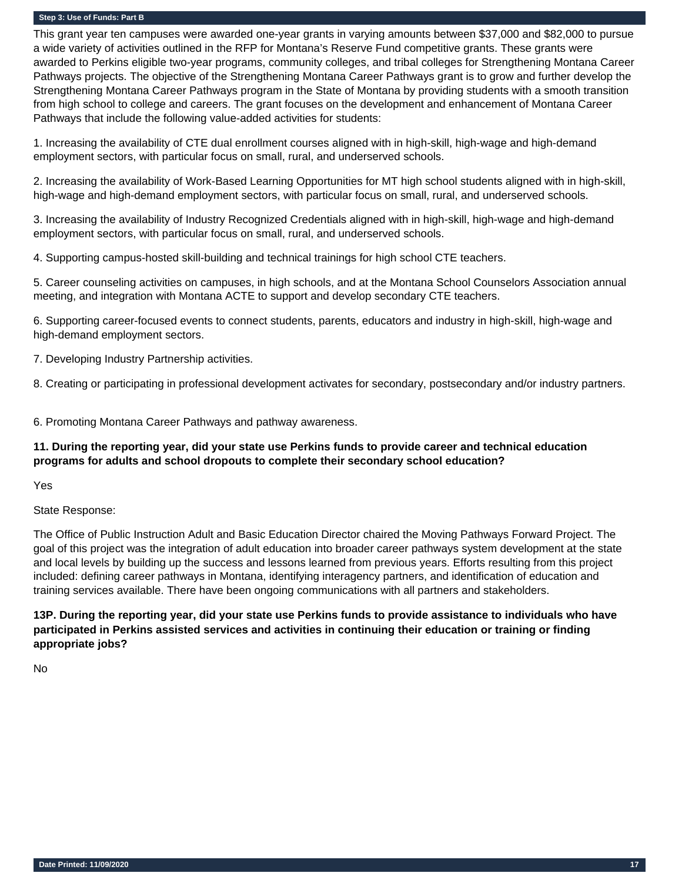**Step 3: Use of Funds: Part B**

This grant year ten campuses were awarded one-year grants in varying amounts between $37,000 and $82,000 to pursue a wide variety of activities outlined in the RFP for Montana's Reserve Fund competitive grants. These grants were awarded to Perkins eligible two-year programs, community colleges, and tribal colleges for Strengthening Montana Career Pathways projects. The objective of the Strengthening Montana Career Pathways grant is to grow and further develop the Strengthening Montana Career Pathways program in the State of Montana by providing students with a smooth transition from high school to college and careers. The grant focuses on the development and enhancement of Montana Career Pathways that include the following value-added activities for students:

1. Increasing the availability of CTE dual enrollment courses aligned with in high-skill, high-wage and high-demand employment sectors, with particular focus on small, rural, and underserved schools.

2. Increasing the availability of Work-Based Learning Opportunities for MT high school students aligned with in high-skill, high-wage and high-demand employment sectors, with particular focus on small, rural, and underserved schools.

3. Increasing the availability of Industry Recognized Credentials aligned with in high-skill, high-wage and high-demand employment sectors, with particular focus on small, rural, and underserved schools.

4. Supporting campus-hosted skill-building and technical trainings for high school CTE teachers.

5. Career counseling activities on campuses, in high schools, and at the Montana School Counselors Association annual meeting, and integration with Montana ACTE to support and develop secondary CTE teachers.

6. Supporting career-focused events to connect students, parents, educators and industry in high-skill, high-wage and high-demand employment sectors.

7. Developing Industry Partnership activities.

8. Creating or participating in professional development activates for secondary, postsecondary and/or industry partners.

6. Promoting Montana Career Pathways and pathway awareness.

**11. During the reporting year, did your state use Perkins funds to provide career and technical education programs for adults and school dropouts to complete their secondary school education?**

Yes

State Response:

The Office of Public Instruction Adult and Basic Education Director chaired the Moving Pathways Forward Project. The goal of this project was the integration of adult education into broader career pathways system development at the state and local levels by building up the success and lessons learned from previous years. Efforts resulting from this project included: defining career pathways in Montana, identifying interagency partners, and identification of education and training services available. There have been ongoing communications with all partners and stakeholders.

**13P. During the reporting year, did your state use Perkins funds to provide assistance to individuals who have participated in Perkins assisted services and activities in continuing their education or training or finding appropriate jobs?**

No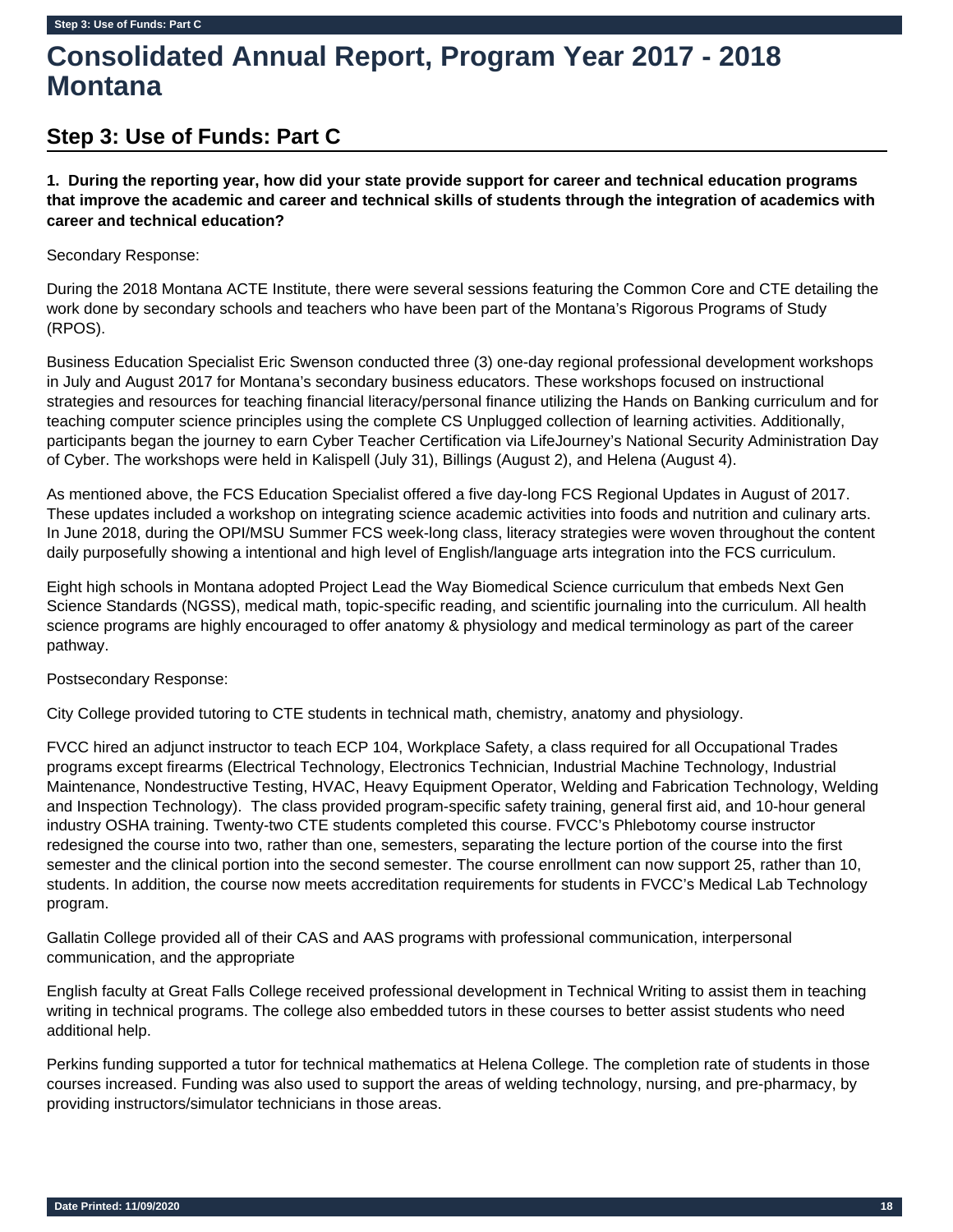# Consolidated Annual Report, Program Year 2017 - 2018 Montana

## Step 3: Use of Funds: Part C

**1. During the reporting year, how did your state provide support for career and technical education programs that improve the academic and career and technical skills of students through the integration of academics with career and technical education?**

Secondary Response:

During the 2018 Montana ACTE Institute, there were several sessions featuring the Common Core and CTE detailing the work done by secondary schools and teachers who have been part of the Montana's Rigorous Programs of Study (RPOS).

Business Education Specialist Eric Swenson conducted three (3) one-day regional professional development workshops in July and August 2017 for Montana's secondary business educators. These workshops focused on instructional strategies and resources for teaching financial literacy/personal finance utilizing the Hands on Banking curriculum and for teaching computer science principles using the complete CS Unplugged collection of learning activities. Additionally, participants began the journey to earn Cyber Teacher Certification via LifeJourney's National Security Administration Day of Cyber. The workshops were held in Kalispell (July 31), Billings (August 2), and Helena (August 4).

As mentioned above, the FCS Education Specialist offered a five day-long FCS Regional Updates in August of 2017. These updates included a workshop on integrating science academic activities into foods and nutrition and culinary arts. In June 2018, during the OPI/MSU Summer FCS week-long class, literacy strategies were woven throughout the content daily purposefully showing a intentional and high level of English/language arts integration into the FCS curriculum.

Eight high schools in Montana adopted Project Lead the Way Biomedical Science curriculum that embeds Next Gen Science Standards (NGSS), medical math, topic-specific reading, and scientific journaling into the curriculum. All health science programs are highly encouraged to offer anatomy & physiology and medical terminology as part of the career pathway.

Postsecondary Response:

City College provided tutoring to CTE students in technical math, chemistry, anatomy and physiology.

FVCC hired an adjunct instructor to teach ECP 104, Workplace Safety, a class required for all Occupational Trades programs except firearms (Electrical Technology, Electronics Technician, Industrial Machine Technology, Industrial Maintenance, Nondestructive Testing, HVAC, Heavy Equipment Operator, Welding and Fabrication Technology, Welding and Inspection Technology). The class provided program-specific safety training, general first aid, and 10-hour general industry OSHA training. Twenty-two CTE students completed this course. FVCC's Phlebotomy course instructor redesigned the course into two, rather than one, semesters, separating the lecture portion of the course into the first semester and the clinical portion into the second semester. The course enrollment can now support 25, rather than 10, students. In addition, the course now meets accreditation requirements for students in FVCC's Medical Lab Technology program.

Gallatin College provided all of their CAS and AAS programs with professional communication, interpersonal communication, and the appropriate

English faculty at Great Falls College received professional development in Technical Writing to assist them in teaching writing in technical programs. The college also embedded tutors in these courses to better assist students who need additional help.

Perkins funding supported a tutor for technical mathematics at Helena College. The completion rate of students in those courses increased. Funding was also used to support the areas of welding technology, nursing, and pre-pharmacy, by providing instructors/simulator technicians in those areas.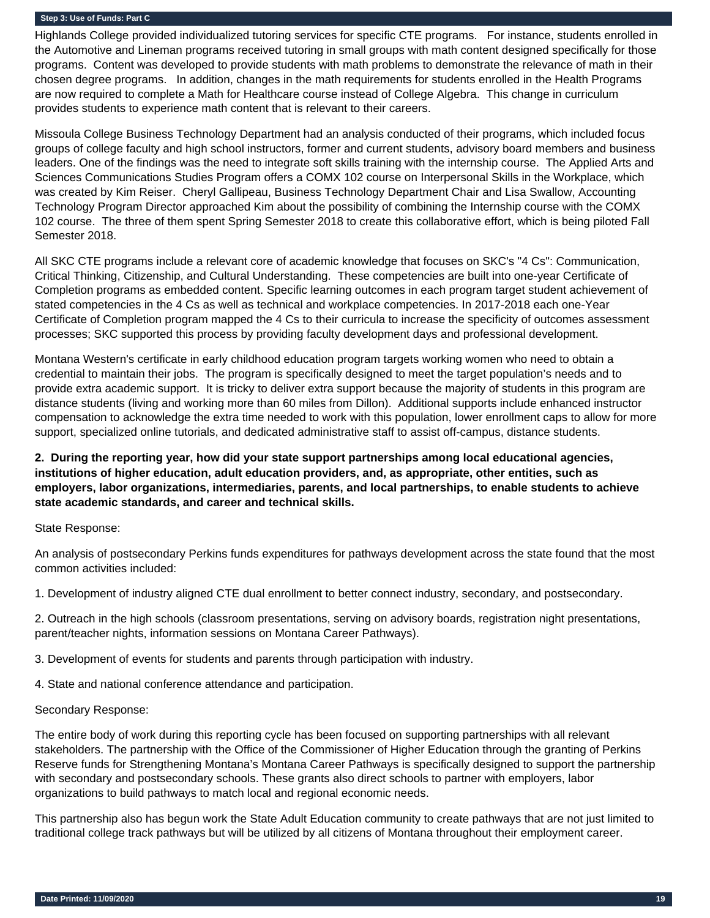Highlands College provided individualized tutoring services for specific CTE programs. For instance, students enrolled in the Automotive and Lineman programs received tutoring in small groups with math content designed specifically for those programs. Content was developed to provide students with math problems to demonstrate the relevance of math in their chosen degree programs. In addition, changes in the math requirements for students enrolled in the Health Programs are now required to complete a Math for Healthcare course instead of College Algebra. This change in curriculum provides students to experience math content that is relevant to their careers.

Missoula College Business Technology Department had an analysis conducted of their programs, which included focus groups of college faculty and high school instructors, former and current students, advisory board members and business leaders. One of the findings was the need to integrate soft skills training with the internship course. The Applied Arts and Sciences Communications Studies Program offers a COMX 102 course on Interpersonal Skills in the Workplace, which was created by Kim Reiser. Cheryl Gallipeau, Business Technology Department Chair and Lisa Swallow, Accounting Technology Program Director approached Kim about the possibility of combining the Internship course with the COMX 102 course. The three of them spent Spring Semester 2018 to create this collaborative effort, which is being piloted Fall Semester 2018.

All SKC CTE programs include a relevant core of academic knowledge that focuses on SKC's "4 Cs": Communication, Critical Thinking, Citizenship, and Cultural Understanding. These competencies are built into one-year Certificate of Completion programs as embedded content. Specific learning outcomes in each program target student achievement of stated competencies in the 4 Cs as well as technical and workplace competencies. In 2017-2018 each one-Year Certificate of Completion program mapped the 4 Cs to their curricula to increase the specificity of outcomes assessment processes; SKC supported this process by providing faculty development days and professional development.

Montana Western's certificate in early childhood education program targets working women who need to obtain a credential to maintain their jobs. The program is specifically designed to meet the target population's needs and to provide extra academic support. It is tricky to deliver extra support because the majority of students in this program are distance students (living and working more than 60 miles from Dillon). Additional supports include enhanced instructor compensation to acknowledge the extra time needed to work with this population, lower enrollment caps to allow for more support, specialized online tutorials, and dedicated administrative staff to assist off-campus, distance students.

**2. During the reporting year, how did your state support partnerships among local educational agencies, institutions of higher education, adult education providers, and, as appropriate, other entities, such as employers, labor organizations, intermediaries, parents, and local partnerships, to enable students to achieve state academic standards, and career and technical skills.**

State Response:

An analysis of postsecondary Perkins funds expenditures for pathways development across the state found that the most common activities included:

1. Development of industry aligned CTE dual enrollment to better connect industry, secondary, and postsecondary.

2. Outreach in the high schools (classroom presentations, serving on advisory boards, registration night presentations, parent/teacher nights, information sessions on Montana Career Pathways).

3. Development of events for students and parents through participation with industry.

4. State and national conference attendance and participation.

Secondary Response:

The entire body of work during this reporting cycle has been focused on supporting partnerships with all relevant stakeholders. The partnership with the Office of the Commissioner of Higher Education through the granting of Perkins Reserve funds for Strengthening Montana's Montana Career Pathways is specifically designed to support the partnership with secondary and postsecondary schools. These grants also direct schools to partner with employers, labor organizations to build pathways to match local and regional economic needs.

This partnership also has begun work the State Adult Education community to create pathways that are not just limited to traditional college track pathways but will be utilized by all citizens of Montana throughout their employment career.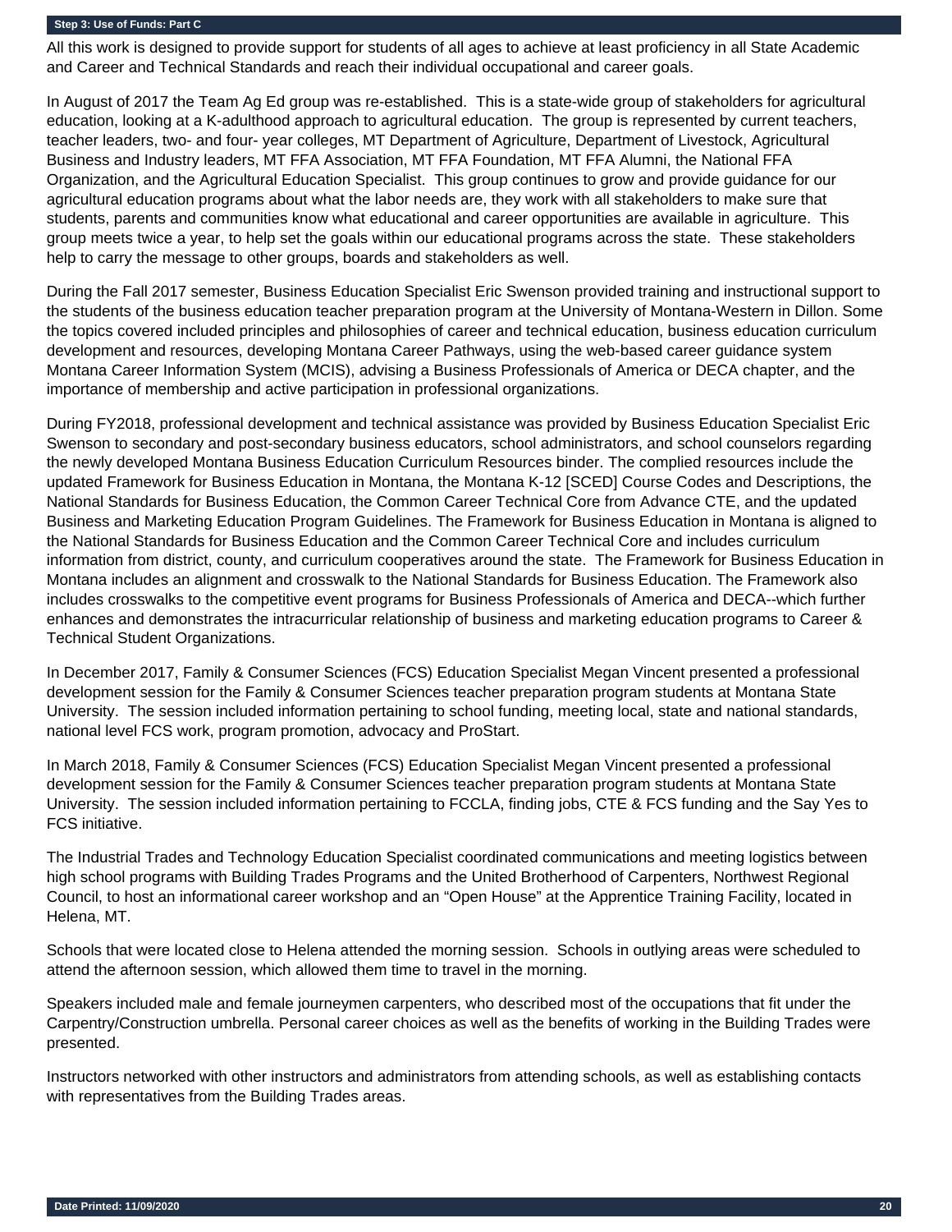All this work is designed to provide support for students of all ages to achieve at least proficiency in all State Academic and Career and Technical Standards and reach their individual occupational and career goals.

In August of 2017 the Team Ag Ed group was re-established. This is a state-wide group of stakeholders for agricultural education, looking at a K-adulthood approach to agricultural education. The group is represented by current teachers, teacher leaders, two- and four- year colleges, MT Department of Agriculture, Department of Livestock, Agricultural Business and Industry leaders, MT FFA Association, MT FFA Foundation, MT FFA Alumni, the National FFA Organization, and the Agricultural Education Specialist. This group continues to grow and provide guidance for our agricultural education programs about what the labor needs are, they work with all stakeholders to make sure that students, parents and communities know what educational and career opportunities are available in agriculture. This group meets twice a year, to help set the goals within our educational programs across the state. These stakeholders help to carry the message to other groups, boards and stakeholders as well.

During the Fall 2017 semester, Business Education Specialist Eric Swenson provided training and instructional support to the students of the business education teacher preparation program at the University of Montana-Western in Dillon. Some the topics covered included principles and philosophies of career and technical education, business education curriculum development and resources, developing Montana Career Pathways, using the web-based career guidance system Montana Career Information System (MCIS), advising a Business Professionals of America or DECA chapter, and the importance of membership and active participation in professional organizations.

During FY2018, professional development and technical assistance was provided by Business Education Specialist Eric Swenson to secondary and post-secondary business educators, school administrators, and school counselors regarding the newly developed Montana Business Education Curriculum Resources binder. The complied resources include the updated Framework for Business Education in Montana, the Montana K-12 [SCED] Course Codes and Descriptions, the National Standards for Business Education, the Common Career Technical Core from Advance CTE, and the updated Business and Marketing Education Program Guidelines. The Framework for Business Education in Montana is aligned to the National Standards for Business Education and the Common Career Technical Core and includes curriculum information from district, county, and curriculum cooperatives around the state. The Framework for Business Education in Montana includes an alignment and crosswalk to the National Standards for Business Education. The Framework also includes crosswalks to the competitive event programs for Business Professionals of America and DECA--which further enhances and demonstrates the intracurricular relationship of business and marketing education programs to Career & Technical Student Organizations.

In December 2017, Family & Consumer Sciences (FCS) Education Specialist Megan Vincent presented a professional development session for the Family & Consumer Sciences teacher preparation program students at Montana State University. The session included information pertaining to school funding, meeting local, state and national standards, national level FCS work, program promotion, advocacy and ProStart.

In March 2018, Family & Consumer Sciences (FCS) Education Specialist Megan Vincent presented a professional development session for the Family & Consumer Sciences teacher preparation program students at Montana State University. The session included information pertaining to FCCLA, finding jobs, CTE & FCS funding and the Say Yes to FCS initiative.

The Industrial Trades and Technology Education Specialist coordinated communications and meeting logistics between high school programs with Building Trades Programs and the United Brotherhood of Carpenters, Northwest Regional Council, to host an informational career workshop and an "Open House" at the Apprentice Training Facility, located in Helena, MT.

Schools that were located close to Helena attended the morning session. Schools in outlying areas were scheduled to attend the afternoon session, which allowed them time to travel in the morning.

Speakers included male and female journeymen carpenters, who described most of the occupations that fit under the Carpentry/Construction umbrella. Personal career choices as well as the benefits of working in the Building Trades were presented.

Instructors networked with other instructors and administrators from attending schools, as well as establishing contacts with representatives from the Building Trades areas.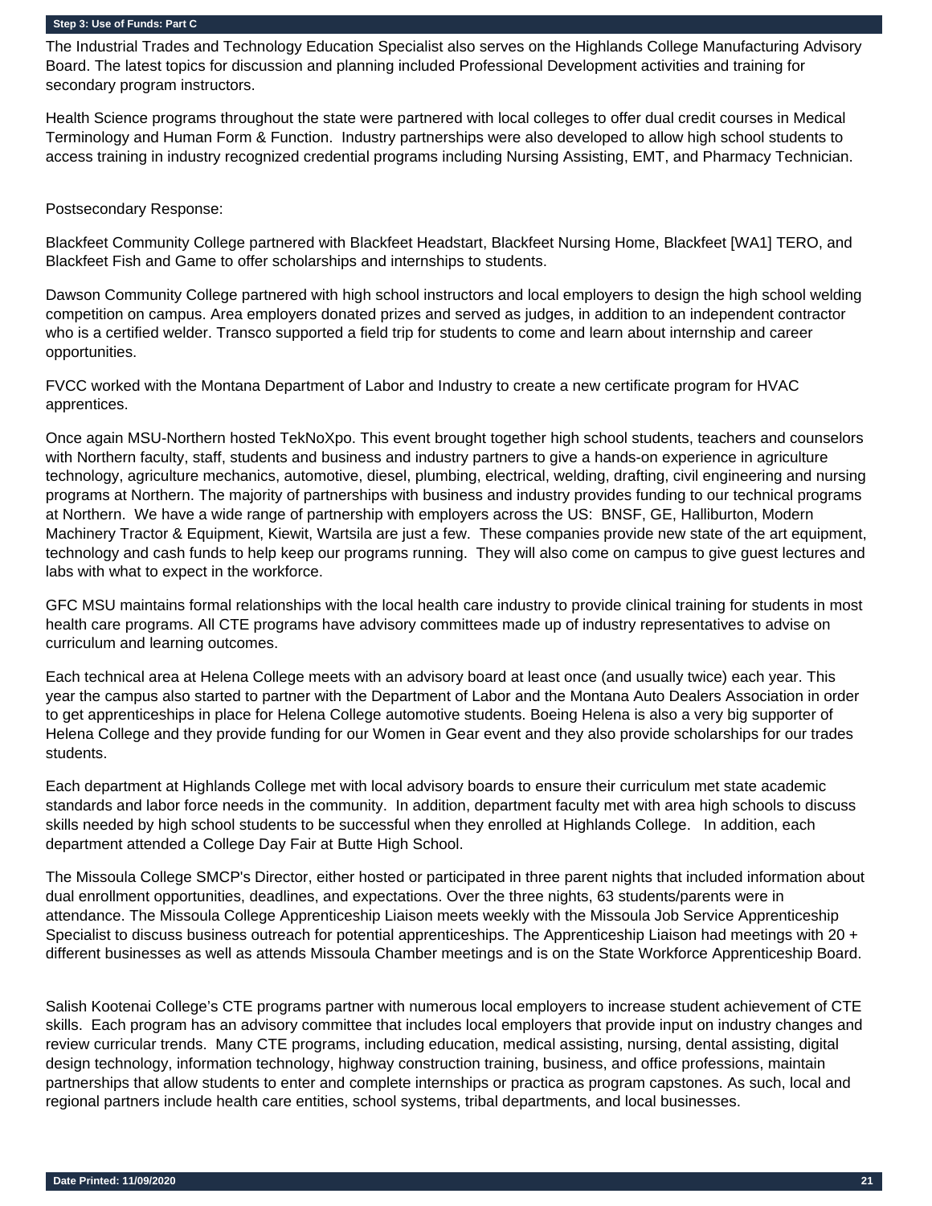**Step 3: Use of Funds: Part C**

The Industrial Trades and Technology Education Specialist also serves on the Highlands College Manufacturing Advisory Board. The latest topics for discussion and planning included Professional Development activities and training for secondary program instructors.

Health Science programs throughout the state were partnered with local colleges to offer dual credit courses in Medical Terminology and Human Form & Function. Industry partnerships were also developed to allow high school students to access training in industry recognized credential programs including Nursing Assisting, EMT, and Pharmacy Technician.

Postsecondary Response:

Blackfeet Community College partnered with Blackfeet Headstart, Blackfeet Nursing Home, Blackfeet [WA1] TERO, and Blackfeet Fish and Game to offer scholarships and internships to students.

Dawson Community College partnered with high school instructors and local employers to design the high school welding competition on campus. Area employers donated prizes and served as judges, in addition to an independent contractor who is a certified welder. Transco supported a field trip for students to come and learn about internship and career opportunities.

FVCC worked with the Montana Department of Labor and Industry to create a new certificate program for HVAC apprentices.

Once again MSU-Northern hosted TekNoXpo. This event brought together high school students, teachers and counselors with Northern faculty, staff, students and business and industry partners to give a hands-on experience in agriculture technology, agriculture mechanics, automotive, diesel, plumbing, electrical, welding, drafting, civil engineering and nursing programs at Northern. The majority of partnerships with business and industry provides funding to our technical programs at Northern. We have a wide range of partnership with employers across the US: BNSF, GE, Halliburton, Modern Machinery Tractor & Equipment, Kiewit, Wartsila are just a few. These companies provide new state of the art equipment, technology and cash funds to help keep our programs running. They will also come on campus to give guest lectures and labs with what to expect in the workforce.

GFC MSU maintains formal relationships with the local health care industry to provide clinical training for students in most health care programs. All CTE programs have advisory committees made up of industry representatives to advise on curriculum and learning outcomes.

Each technical area at Helena College meets with an advisory board at least once (and usually twice) each year. This year the campus also started to partner with the Department of Labor and the Montana Auto Dealers Association in order to get apprenticeships in place for Helena College automotive students. Boeing Helena is also a very big supporter of Helena College and they provide funding for our Women in Gear event and they also provide scholarships for our trades students.

Each department at Highlands College met with local advisory boards to ensure their curriculum met state academic standards and labor force needs in the community. In addition, department faculty met with area high schools to discuss skills needed by high school students to be successful when they enrolled at Highlands College. In addition, each department attended a College Day Fair at Butte High School.

The Missoula College SMCP's Director, either hosted or participated in three parent nights that included information about dual enrollment opportunities, deadlines, and expectations. Over the three nights, 63 students/parents were in attendance. The Missoula College Apprenticeship Liaison meets weekly with the Missoula Job Service Apprenticeship Specialist to discuss business outreach for potential apprenticeships. The Apprenticeship Liaison had meetings with 20 + different businesses as well as attends Missoula Chamber meetings and is on the State Workforce Apprenticeship Board.

Salish Kootenai College's CTE programs partner with numerous local employers to increase student achievement of CTE skills. Each program has an advisory committee that includes local employers that provide input on industry changes and review curricular trends. Many CTE programs, including education, medical assisting, nursing, dental assisting, digital design technology, information technology, highway construction training, business, and office professions, maintain partnerships that allow students to enter and complete internships or practica as program capstones. As such, local and regional partners include health care entities, school systems, tribal departments, and local businesses.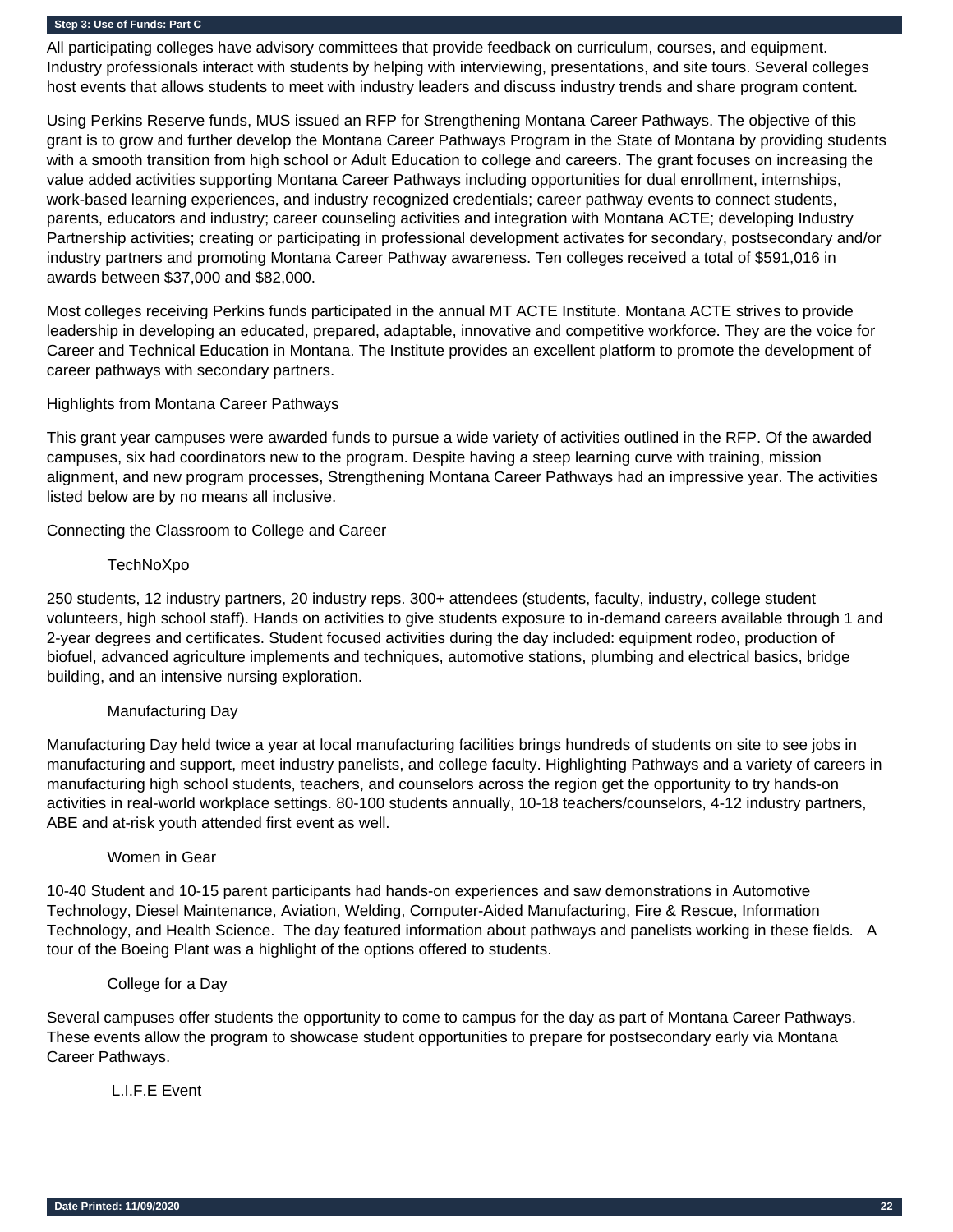**Step 3: Use of Funds: Part C**

All participating colleges have advisory committees that provide feedback on curriculum, courses, and equipment. Industry professionals interact with students by helping with interviewing, presentations, and site tours. Several colleges host events that allows students to meet with industry leaders and discuss industry trends and share program content.

Using Perkins Reserve funds, MUS issued an RFP for Strengthening Montana Career Pathways. The objective of this grant is to grow and further develop the Montana Career Pathways Program in the State of Montana by providing students with a smooth transition from high school or Adult Education to college and careers. The grant focuses on increasing the value added activities supporting Montana Career Pathways including opportunities for dual enrollment, internships, work-based learning experiences, and industry recognized credentials; career pathway events to connect students, parents, educators and industry; career counseling activities and integration with Montana ACTE; developing Industry Partnership activities; creating or participating in professional development activates for secondary, postsecondary and/or industry partners and promoting Montana Career Pathway awareness. Ten colleges received a total of $591,016 in awards between $37,000 and $82,000.

Most colleges receiving Perkins funds participated in the annual MT ACTE Institute. Montana ACTE strives to provide leadership in developing an educated, prepared, adaptable, innovative and competitive workforce. They are the voice for Career and Technical Education in Montana. The Institute provides an excellent platform to promote the development of career pathways with secondary partners.

Highlights from Montana Career Pathways

This grant year campuses were awarded funds to pursue a wide variety of activities outlined in the RFP. Of the awarded campuses, six had coordinators new to the program. Despite having a steep learning curve with training, mission alignment, and new program processes, Strengthening Montana Career Pathways had an impressive year. The activities listed below are by no means all inclusive.

Connecting the Classroom to College and Career

TechNoXpo

250 students, 12 industry partners, 20 industry reps. 300+ attendees (students, faculty, industry, college student volunteers, high school staff). Hands on activities to give students exposure to in-demand careers available through 1 and 2-year degrees and certificates. Student focused activities during the day included: equipment rodeo, production of biofuel, advanced agriculture implements and techniques, automotive stations, plumbing and electrical basics, bridge building, and an intensive nursing exploration.

Manufacturing Day

Manufacturing Day held twice a year at local manufacturing facilities brings hundreds of students on site to see jobs in manufacturing and support, meet industry panelists, and college faculty. Highlighting Pathways and a variety of careers in manufacturing high school students, teachers, and counselors across the region get the opportunity to try hands-on activities in real-world workplace settings. 80-100 students annually, 10-18 teachers/counselors, 4-12 industry partners, ABE and at-risk youth attended first event as well.

Women in Gear

10-40 Student and 10-15 parent participants had hands-on experiences and saw demonstrations in Automotive Technology, Diesel Maintenance, Aviation, Welding, Computer-Aided Manufacturing, Fire & Rescue, Information Technology, and Health Science. The day featured information about pathways and panelists working in these fields. A tour of the Boeing Plant was a highlight of the options offered to students.

College for a Day

Several campuses offer students the opportunity to come to campus for the day as part of Montana Career Pathways. These events allow the program to showcase student opportunities to prepare for postsecondary early via Montana Career Pathways.

L.I.F.E Event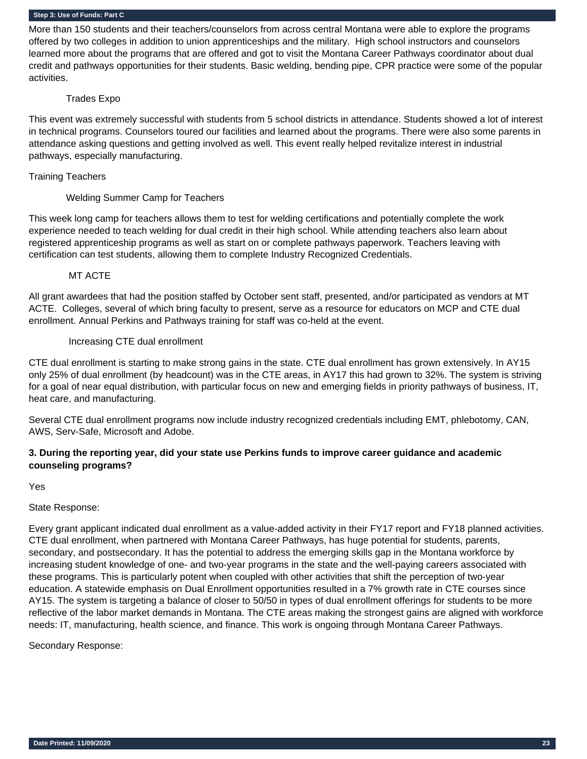More than 150 students and their teachers/counselors from across central Montana were able to explore the programs offered by two colleges in addition to union apprenticeships and the military. High school instructors and counselors learned more about the programs that are offered and got to visit the Montana Career Pathways coordinator about dual credit and pathways opportunities for their students. Basic welding, bending pipe, CPR practice were some of the popular activities.

Trades Expo

This event was extremely successful with students from 5 school districts in attendance. Students showed a lot of interest in technical programs. Counselors toured our facilities and learned about the programs. There were also some parents in attendance asking questions and getting involved as well. This event really helped revitalize interest in industrial pathways, especially manufacturing.

Training Teachers

Welding Summer Camp for Teachers

This week long camp for teachers allows them to test for welding certifications and potentially complete the work experience needed to teach welding for dual credit in their high school. While attending teachers also learn about registered apprenticeship programs as well as start on or complete pathways paperwork. Teachers leaving with certification can test students, allowing them to complete Industry Recognized Credentials.

MT ACTE

All grant awardees that had the position staffed by October sent staff, presented, and/or participated as vendors at MT ACTE. Colleges, several of which bring faculty to present, serve as a resource for educators on MCP and CTE dual enrollment. Annual Perkins and Pathways training for staff was co-held at the event.

Increasing CTE dual enrollment

CTE dual enrollment is starting to make strong gains in the state. CTE dual enrollment has grown extensively. In AY15 only 25% of dual enrollment (by headcount) was in the CTE areas, in AY17 this had grown to 32%. The system is striving for a goal of near equal distribution, with particular focus on new and emerging fields in priority pathways of business, IT, heat care, and manufacturing.

Several CTE dual enrollment programs now include industry recognized credentials including EMT, phlebotomy, CAN, AWS, Serv-Safe, Microsoft and Adobe.

**3. During the reporting year, did your state use Perkins funds to improve career guidance and academic counseling programs?**

Yes

State Response:

Every grant applicant indicated dual enrollment as a value-added activity in their FY17 report and FY18 planned activities. CTE dual enrollment, when partnered with Montana Career Pathways, has huge potential for students, parents, secondary, and postsecondary. It has the potential to address the emerging skills gap in the Montana workforce by increasing student knowledge of one- and two-year programs in the state and the well-paying careers associated with these programs. This is particularly potent when coupled with other activities that shift the perception of two-year education. A statewide emphasis on Dual Enrollment opportunities resulted in a 7% growth rate in CTE courses since AY15. The system is targeting a balance of closer to 50/50 in types of dual enrollment offerings for students to be more reflective of the labor market demands in Montana. The CTE areas making the strongest gains are aligned with workforce needs: IT, manufacturing, health science, and finance. This work is ongoing through Montana Career Pathways.

Secondary Response: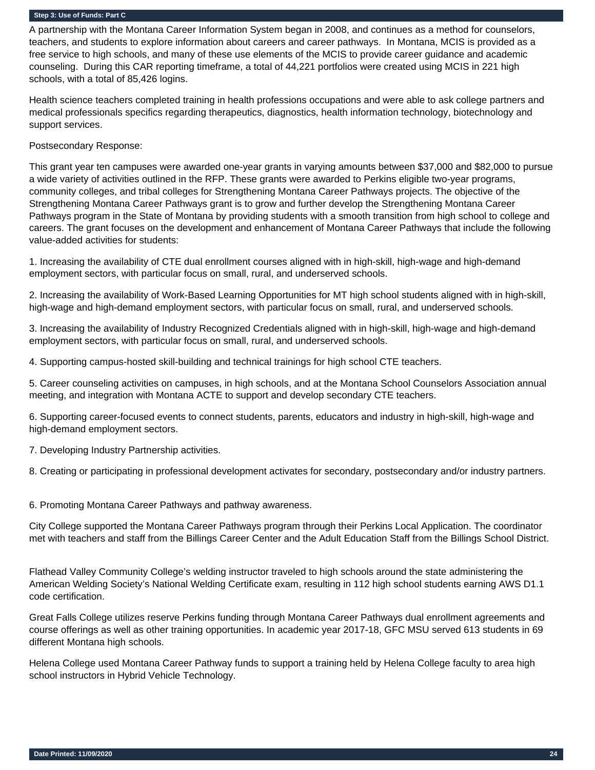**Step 3: Use of Funds: Part C**

A partnership with the Montana Career Information System began in 2008, and continues as a method for counselors, teachers, and students to explore information about careers and career pathways. In Montana, MCIS is provided as a free service to high schools, and many of these use elements of the MCIS to provide career guidance and academic counseling. During this CAR reporting timeframe, a total of 44,221 portfolios were created using MCIS in 221 high schools, with a total of 85,426 logins.

Health science teachers completed training in health professions occupations and were able to ask college partners and medical professionals specifics regarding therapeutics, diagnostics, health information technology, biotechnology and support services.

Postsecondary Response:

This grant year ten campuses were awarded one-year grants in varying amounts between $37,000 and $82,000 to pursue a wide variety of activities outlined in the RFP. These grants were awarded to Perkins eligible two-year programs, community colleges, and tribal colleges for Strengthening Montana Career Pathways projects. The objective of the Strengthening Montana Career Pathways grant is to grow and further develop the Strengthening Montana Career Pathways program in the State of Montana by providing students with a smooth transition from high school to college and careers. The grant focuses on the development and enhancement of Montana Career Pathways that include the following value-added activities for students:

1. Increasing the availability of CTE dual enrollment courses aligned with in high-skill, high-wage and high-demand employment sectors, with particular focus on small, rural, and underserved schools.

2. Increasing the availability of Work-Based Learning Opportunities for MT high school students aligned with in high-skill, high-wage and high-demand employment sectors, with particular focus on small, rural, and underserved schools.

3. Increasing the availability of Industry Recognized Credentials aligned with in high-skill, high-wage and high-demand employment sectors, with particular focus on small, rural, and underserved schools.

4. Supporting campus-hosted skill-building and technical trainings for high school CTE teachers.

5. Career counseling activities on campuses, in high schools, and at the Montana School Counselors Association annual meeting, and integration with Montana ACTE to support and develop secondary CTE teachers.

6. Supporting career-focused events to connect students, parents, educators and industry in high-skill, high-wage and high-demand employment sectors.

7. Developing Industry Partnership activities.

8. Creating or participating in professional development activates for secondary, postsecondary and/or industry partners.

6. Promoting Montana Career Pathways and pathway awareness.

City College supported the Montana Career Pathways program through their Perkins Local Application. The coordinator met with teachers and staff from the Billings Career Center and the Adult Education Staff from the Billings School District.

Flathead Valley Community College's welding instructor traveled to high schools around the state administering the American Welding Society's National Welding Certificate exam, resulting in 112 high school students earning AWS D1.1 code certification.

Great Falls College utilizes reserve Perkins funding through Montana Career Pathways dual enrollment agreements and course offerings as well as other training opportunities. In academic year 2017-18, GFC MSU served 613 students in 69 different Montana high schools.

Helena College used Montana Career Pathway funds to support a training held by Helena College faculty to area high school instructors in Hybrid Vehicle Technology.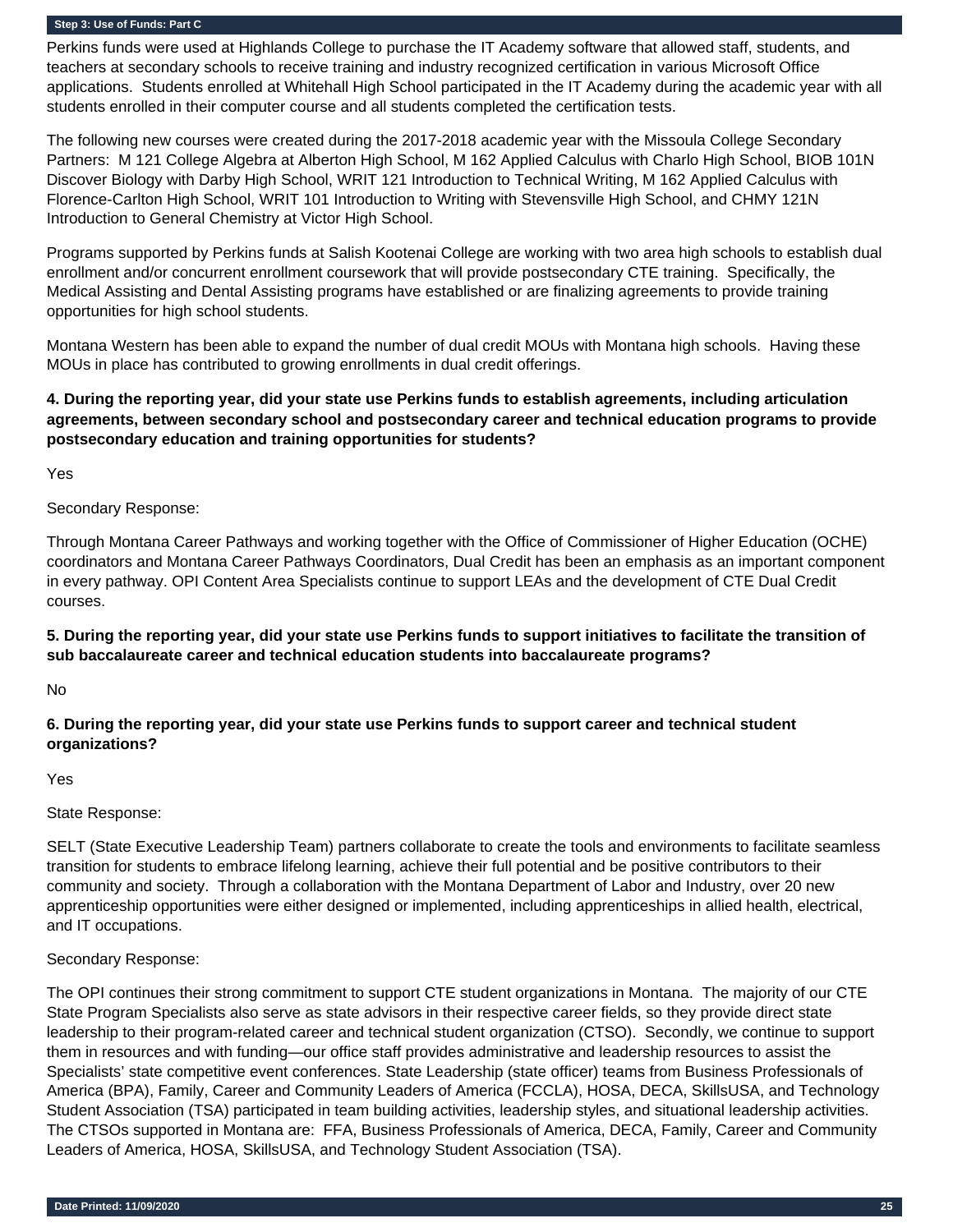Perkins funds were used at Highlands College to purchase the IT Academy software that allowed staff, students, and teachers at secondary schools to receive training and industry recognized certification in various Microsoft Office applications. Students enrolled at Whitehall High School participated in the IT Academy during the academic year with all students enrolled in their computer course and all students completed the certification tests.

The following new courses were created during the 2017-2018 academic year with the Missoula College Secondary Partners: M 121 College Algebra at Alberton High School, M 162 Applied Calculus with Charlo High School, BIOB 101N Discover Biology with Darby High School, WRIT 121 Introduction to Technical Writing, M 162 Applied Calculus with Florence-Carlton High School, WRIT 101 Introduction to Writing with Stevensville High School, and CHMY 121N Introduction to General Chemistry at Victor High School.

Programs supported by Perkins funds at Salish Kootenai College are working with two area high schools to establish dual enrollment and/or concurrent enrollment coursework that will provide postsecondary CTE training. Specifically, the Medical Assisting and Dental Assisting programs have established or are finalizing agreements to provide training opportunities for high school students.

Montana Western has been able to expand the number of dual credit MOUs with Montana high schools. Having these MOUs in place has contributed to growing enrollments in dual credit offerings.

**4. During the reporting year, did your state use Perkins funds to establish agreements, including articulation agreements, between secondary school and postsecondary career and technical education programs to provide postsecondary education and training opportunities for students?**

Yes

Secondary Response:

Through Montana Career Pathways and working together with the Office of Commissioner of Higher Education (OCHE) coordinators and Montana Career Pathways Coordinators, Dual Credit has been an emphasis as an important component in every pathway. OPI Content Area Specialists continue to support LEAs and the development of CTE Dual Credit courses.

**5. During the reporting year, did your state use Perkins funds to support initiatives to facilitate the transition of sub baccalaureate career and technical education students into baccalaureate programs?**

No

**6. During the reporting year, did your state use Perkins funds to support career and technical student organizations?**

Yes

State Response:

SELT (State Executive Leadership Team) partners collaborate to create the tools and environments to facilitate seamless transition for students to embrace lifelong learning, achieve their full potential and be positive contributors to their community and society. Through a collaboration with the Montana Department of Labor and Industry, over 20 new apprenticeship opportunities were either designed or implemented, including apprenticeships in allied health, electrical, and IT occupations.

Secondary Response:

The OPI continues their strong commitment to support CTE student organizations in Montana. The majority of our CTE State Program Specialists also serve as state advisors in their respective career fields, so they provide direct state leadership to their program-related career and technical student organization (CTSO). Secondly, we continue to support them in resources and with funding—our office staff provides administrative and leadership resources to assist the Specialists' state competitive event conferences. State Leadership (state officer) teams from Business Professionals of America (BPA), Family, Career and Community Leaders of America (FCCLA), HOSA, DECA, SkillsUSA, and Technology Student Association (TSA) participated in team building activities, leadership styles, and situational leadership activities. The CTSOs supported in Montana are: FFA, Business Professionals of America, DECA, Family, Career and Community Leaders of America, HOSA, SkillsUSA, and Technology Student Association (TSA).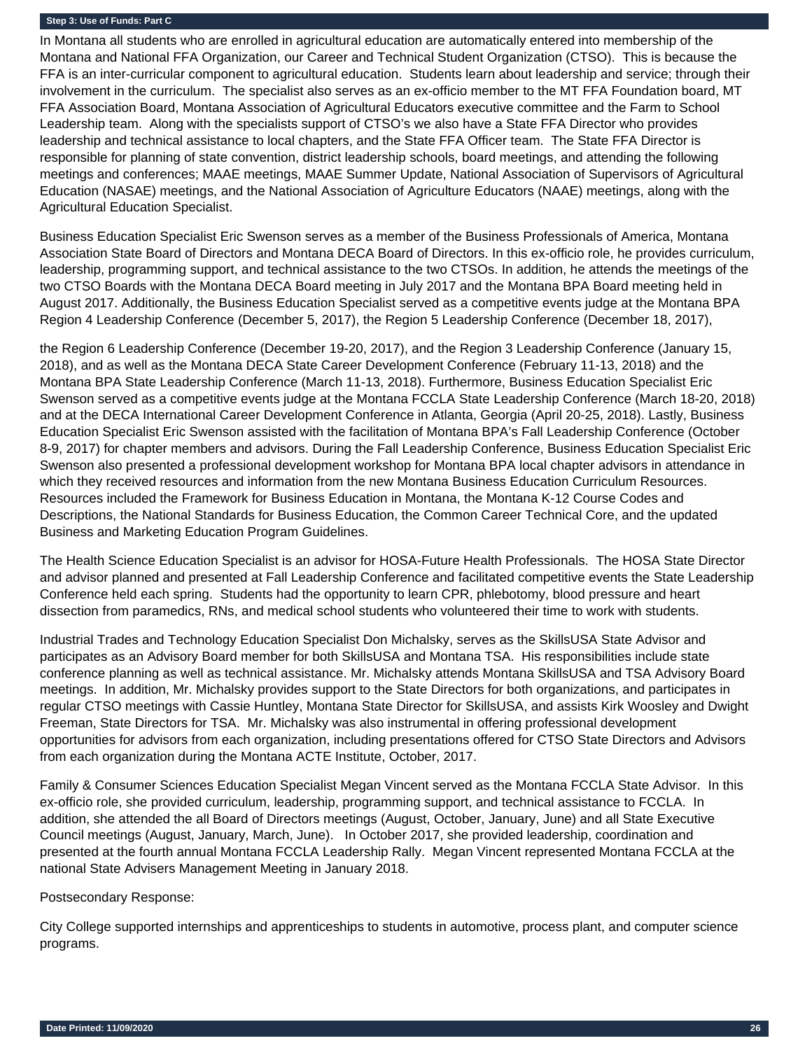**Step 3: Use of Funds: Part C**

In Montana all students who are enrolled in agricultural education are automatically entered into membership of the Montana and National FFA Organization, our Career and Technical Student Organization (CTSO). This is because the FFA is an inter-curricular component to agricultural education. Students learn about leadership and service; through their involvement in the curriculum. The specialist also serves as an ex-officio member to the MT FFA Foundation board, MT FFA Association Board, Montana Association of Agricultural Educators executive committee and the Farm to School Leadership team. Along with the specialists support of CTSO's we also have a State FFA Director who provides leadership and technical assistance to local chapters, and the State FFA Officer team. The State FFA Director is responsible for planning of state convention, district leadership schools, board meetings, and attending the following meetings and conferences; MAAE meetings, MAAE Summer Update, National Association of Supervisors of Agricultural Education (NASAE) meetings, and the National Association of Agriculture Educators (NAAE) meetings, along with the Agricultural Education Specialist.

Business Education Specialist Eric Swenson serves as a member of the Business Professionals of America, Montana Association State Board of Directors and Montana DECA Board of Directors. In this ex-officio role, he provides curriculum, leadership, programming support, and technical assistance to the two CTSOs. In addition, he attends the meetings of the two CTSO Boards with the Montana DECA Board meeting in July 2017 and the Montana BPA Board meeting held in August 2017. Additionally, the Business Education Specialist served as a competitive events judge at the Montana BPA Region 4 Leadership Conference (December 5, 2017), the Region 5 Leadership Conference (December 18, 2017),

the Region 6 Leadership Conference (December 19-20, 2017), and the Region 3 Leadership Conference (January 15, 2018), and as well as the Montana DECA State Career Development Conference (February 11-13, 2018) and the Montana BPA State Leadership Conference (March 11-13, 2018). Furthermore, Business Education Specialist Eric Swenson served as a competitive events judge at the Montana FCCLA State Leadership Conference (March 18-20, 2018) and at the DECA International Career Development Conference in Atlanta, Georgia (April 20-25, 2018). Lastly, Business Education Specialist Eric Swenson assisted with the facilitation of Montana BPA's Fall Leadership Conference (October 8-9, 2017) for chapter members and advisors. During the Fall Leadership Conference, Business Education Specialist Eric Swenson also presented a professional development workshop for Montana BPA local chapter advisors in attendance in which they received resources and information from the new Montana Business Education Curriculum Resources. Resources included the Framework for Business Education in Montana, the Montana K-12 Course Codes and Descriptions, the National Standards for Business Education, the Common Career Technical Core, and the updated Business and Marketing Education Program Guidelines.

The Health Science Education Specialist is an advisor for HOSA-Future Health Professionals. The HOSA State Director and advisor planned and presented at Fall Leadership Conference and facilitated competitive events the State Leadership Conference held each spring. Students had the opportunity to learn CPR, phlebotomy, blood pressure and heart dissection from paramedics, RNs, and medical school students who volunteered their time to work with students.

Industrial Trades and Technology Education Specialist Don Michalsky, serves as the SkillsUSA State Advisor and participates as an Advisory Board member for both SkillsUSA and Montana TSA. His responsibilities include state conference planning as well as technical assistance. Mr. Michalsky attends Montana SkillsUSA and TSA Advisory Board meetings. In addition, Mr. Michalsky provides support to the State Directors for both organizations, and participates in regular CTSO meetings with Cassie Huntley, Montana State Director for SkillsUSA, and assists Kirk Woosley and Dwight Freeman, State Directors for TSA. Mr. Michalsky was also instrumental in offering professional development opportunities for advisors from each organization, including presentations offered for CTSO State Directors and Advisors from each organization during the Montana ACTE Institute, October, 2017.

Family & Consumer Sciences Education Specialist Megan Vincent served as the Montana FCCLA State Advisor. In this ex-officio role, she provided curriculum, leadership, programming support, and technical assistance to FCCLA. In addition, she attended the all Board of Directors meetings (August, October, January, June) and all State Executive Council meetings (August, January, March, June). In October 2017, she provided leadership, coordination and presented at the fourth annual Montana FCCLA Leadership Rally. Megan Vincent represented Montana FCCLA at the national State Advisers Management Meeting in January 2018.

Postsecondary Response:

City College supported internships and apprenticeships to students in automotive, process plant, and computer science programs.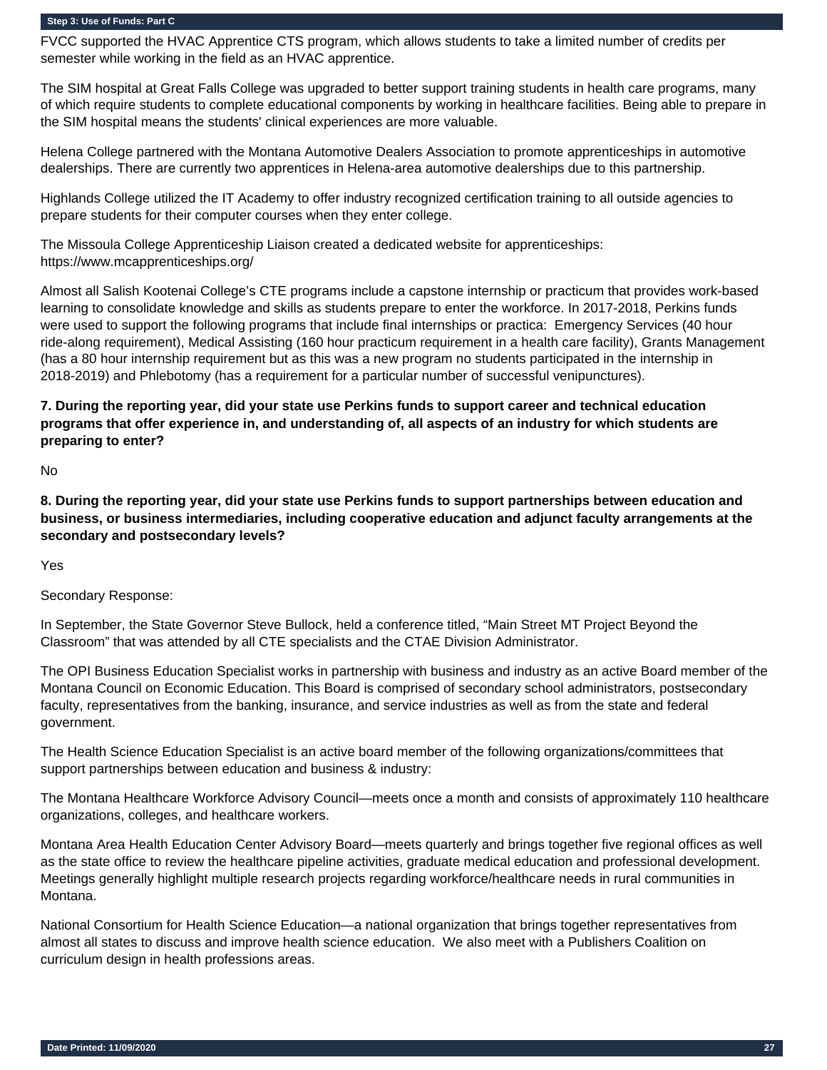FVCC supported the HVAC Apprentice CTS program, which allows students to take a limited number of credits per semester while working in the field as an HVAC apprentice.

The SIM hospital at Great Falls College was upgraded to better support training students in health care programs, many of which require students to complete educational components by working in healthcare facilities. Being able to prepare in the SIM hospital means the students' clinical experiences are more valuable.

Helena College partnered with the Montana Automotive Dealers Association to promote apprenticeships in automotive dealerships. There are currently two apprentices in Helena-area automotive dealerships due to this partnership.

Highlands College utilized the IT Academy to offer industry recognized certification training to all outside agencies to prepare students for their computer courses when they enter college.

The Missoula College Apprenticeship Liaison created a dedicated website for apprenticeships: https://www.mcapprenticeships.org/

Almost all Salish Kootenai College's CTE programs include a capstone internship or practicum that provides work-based learning to consolidate knowledge and skills as students prepare to enter the workforce. In 2017-2018, Perkins funds were used to support the following programs that include final internships or practica: Emergency Services (40 hour ride-along requirement), Medical Assisting (160 hour practicum requirement in a health care facility), Grants Management (has a 80 hour internship requirement but as this was a new program no students participated in the internship in 2018-2019) and Phlebotomy (has a requirement for a particular number of successful venipunctures).

**7. During the reporting year, did your state use Perkins funds to support career and technical education programs that offer experience in, and understanding of, all aspects of an industry for which students are preparing to enter?**

No

**8. During the reporting year, did your state use Perkins funds to support partnerships between education and business, or business intermediaries, including cooperative education and adjunct faculty arrangements at the secondary and postsecondary levels?**

Yes

Secondary Response:

In September, the State Governor Steve Bullock, held a conference titled, "Main Street MT Project Beyond the Classroom" that was attended by all CTE specialists and the CTAE Division Administrator.

The OPI Business Education Specialist works in partnership with business and industry as an active Board member of the Montana Council on Economic Education. This Board is comprised of secondary school administrators, postsecondary faculty, representatives from the banking, insurance, and service industries as well as from the state and federal government.

The Health Science Education Specialist is an active board member of the following organizations/committees that support partnerships between education and business & industry:

The Montana Healthcare Workforce Advisory Council—meets once a month and consists of approximately 110 healthcare organizations, colleges, and healthcare workers.

Montana Area Health Education Center Advisory Board—meets quarterly and brings together five regional offices as well as the state office to review the healthcare pipeline activities, graduate medical education and professional development. Meetings generally highlight multiple research projects regarding workforce/healthcare needs in rural communities in Montana.

National Consortium for Health Science Education—a national organization that brings together representatives from almost all states to discuss and improve health science education. We also meet with a Publishers Coalition on curriculum design in health professions areas.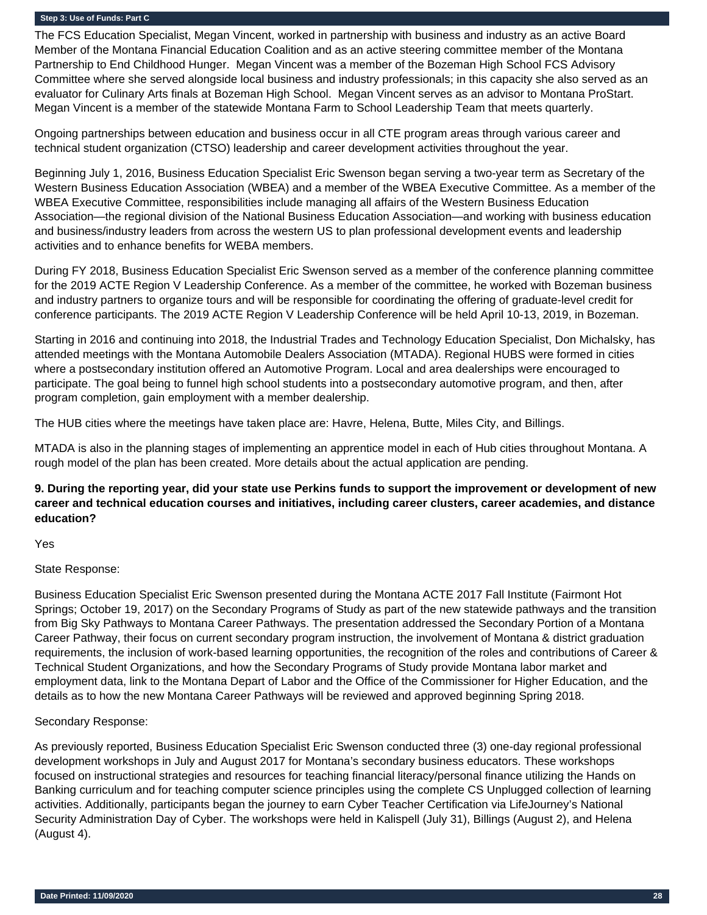**Step 3: Use of Funds: Part C**

The FCS Education Specialist, Megan Vincent, worked in partnership with business and industry as an active Board Member of the Montana Financial Education Coalition and as an active steering committee member of the Montana Partnership to End Childhood Hunger. Megan Vincent was a member of the Bozeman High School FCS Advisory Committee where she served alongside local business and industry professionals; in this capacity she also served as an evaluator for Culinary Arts finals at Bozeman High School. Megan Vincent serves as an advisor to Montana ProStart. Megan Vincent is a member of the statewide Montana Farm to School Leadership Team that meets quarterly.

Ongoing partnerships between education and business occur in all CTE program areas through various career and technical student organization (CTSO) leadership and career development activities throughout the year.

Beginning July 1, 2016, Business Education Specialist Eric Swenson began serving a two-year term as Secretary of the Western Business Education Association (WBEA) and a member of the WBEA Executive Committee. As a member of the WBEA Executive Committee, responsibilities include managing all affairs of the Western Business Education Association—the regional division of the National Business Education Association—and working with business education and business/industry leaders from across the western US to plan professional development events and leadership activities and to enhance benefits for WEBA members.

During FY 2018, Business Education Specialist Eric Swenson served as a member of the conference planning committee for the 2019 ACTE Region V Leadership Conference. As a member of the committee, he worked with Bozeman business and industry partners to organize tours and will be responsible for coordinating the offering of graduate-level credit for conference participants. The 2019 ACTE Region V Leadership Conference will be held April 10-13, 2019, in Bozeman.

Starting in 2016 and continuing into 2018, the Industrial Trades and Technology Education Specialist, Don Michalsky, has attended meetings with the Montana Automobile Dealers Association (MTADA). Regional HUBS were formed in cities where a postsecondary institution offered an Automotive Program. Local and area dealerships were encouraged to participate. The goal being to funnel high school students into a postsecondary automotive program, and then, after program completion, gain employment with a member dealership.

The HUB cities where the meetings have taken place are: Havre, Helena, Butte, Miles City, and Billings.

MTADA is also in the planning stages of implementing an apprentice model in each of Hub cities throughout Montana. A rough model of the plan has been created. More details about the actual application are pending.

**9. During the reporting year, did your state use Perkins funds to support the improvement or development of new career and technical education courses and initiatives, including career clusters, career academies, and distance education?**

Yes

State Response:

Business Education Specialist Eric Swenson presented during the Montana ACTE 2017 Fall Institute (Fairmont Hot Springs; October 19, 2017) on the Secondary Programs of Study as part of the new statewide pathways and the transition from Big Sky Pathways to Montana Career Pathways. The presentation addressed the Secondary Portion of a Montana Career Pathway, their focus on current secondary program instruction, the involvement of Montana & district graduation requirements, the inclusion of work-based learning opportunities, the recognition of the roles and contributions of Career & Technical Student Organizations, and how the Secondary Programs of Study provide Montana labor market and employment data, link to the Montana Depart of Labor and the Office of the Commissioner for Higher Education, and the details as to how the new Montana Career Pathways will be reviewed and approved beginning Spring 2018.

Secondary Response:

As previously reported, Business Education Specialist Eric Swenson conducted three (3) one-day regional professional development workshops in July and August 2017 for Montana's secondary business educators. These workshops focused on instructional strategies and resources for teaching financial literacy/personal finance utilizing the Hands on Banking curriculum and for teaching computer science principles using the complete CS Unplugged collection of learning activities. Additionally, participants began the journey to earn Cyber Teacher Certification via LifeJourney's National Security Administration Day of Cyber. The workshops were held in Kalispell (July 31), Billings (August 2), and Helena (August 4).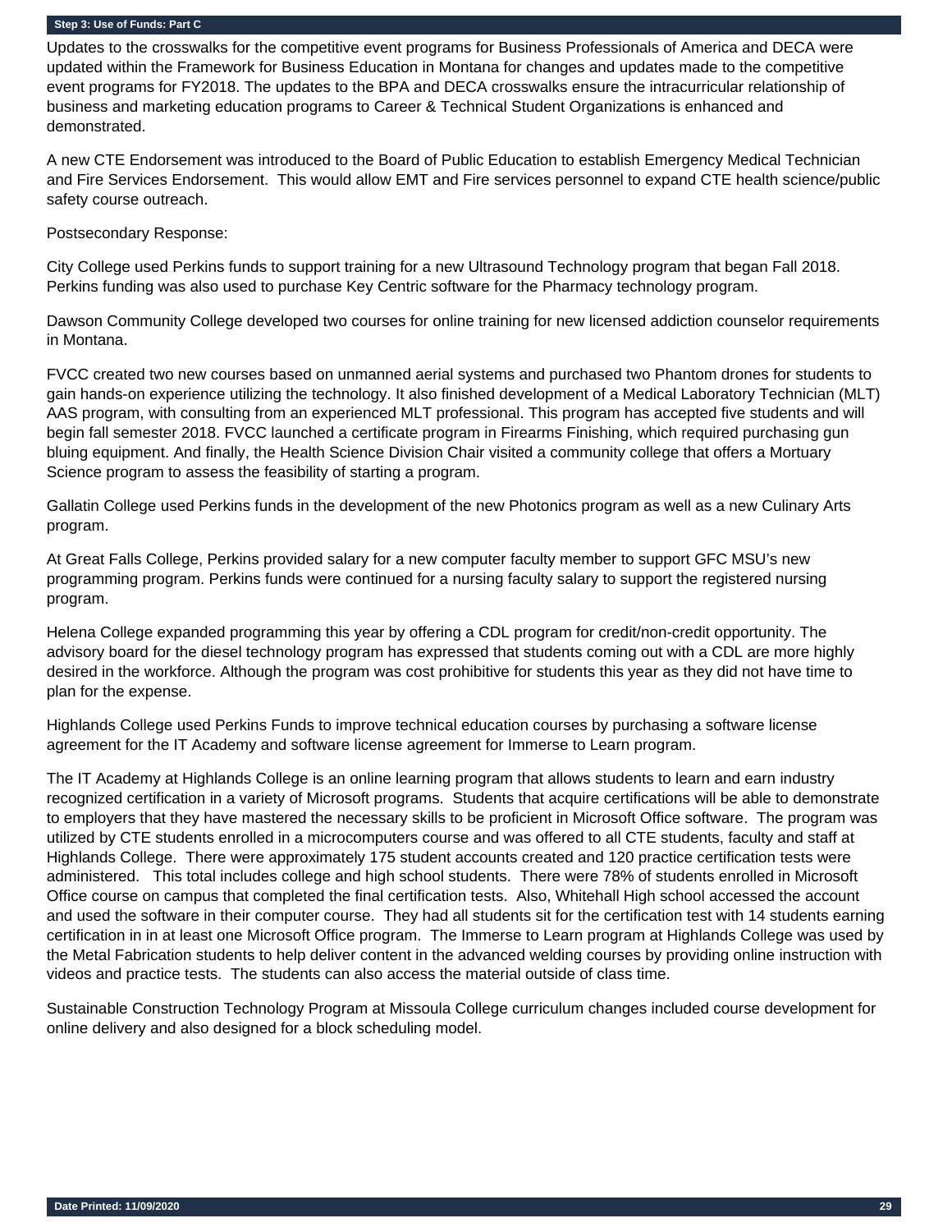### Step 3: Use of Funds: Part C

Updates to the crosswalks for the competitive event programs for Business Professionals of America and DECA were updated within the Framework for Business Education in Montana for changes and updates made to the competitive event programs for FY2018. The updates to the BPA and DECA crosswalks ensure the intracurricular relationship of business and marketing education programs to Career & Technical Student Organizations is enhanced and demonstrated.

A new CTE Endorsement was introduced to the Board of Public Education to establish Emergency Medical Technician and Fire Services Endorsement. This would allow EMT and Fire services personnel to expand CTE health science/public safety course outreach.

Postsecondary Response:

City College used Perkins funds to support training for a new Ultrasound Technology program that began Fall 2018. Perkins funding was also used to purchase Key Centric software for the Pharmacy technology program.

Dawson Community College developed two courses for online training for new licensed addiction counselor requirements in Montana.

FVCC created two new courses based on unmanned aerial systems and purchased two Phantom drones for students to gain hands-on experience utilizing the technology. It also finished development of a Medical Laboratory Technician (MLT) AAS program, with consulting from an experienced MLT professional. This program has accepted five students and will begin fall semester 2018. FVCC launched a certificate program in Firearms Finishing, which required purchasing gun bluing equipment. And finally, the Health Science Division Chair visited a community college that offers a Mortuary Science program to assess the feasibility of starting a program.

Gallatin College used Perkins funds in the development of the new Photonics program as well as a new Culinary Arts program.

At Great Falls College, Perkins provided salary for a new computer faculty member to support GFC MSU's new programming program. Perkins funds were continued for a nursing faculty salary to support the registered nursing program.

Helena College expanded programming this year by offering a CDL program for credit/non-credit opportunity. The advisory board for the diesel technology program has expressed that students coming out with a CDL are more highly desired in the workforce. Although the program was cost prohibitive for students this year as they did not have time to plan for the expense.

Highlands College used Perkins Funds to improve technical education courses by purchasing a software license agreement for the IT Academy and software license agreement for Immerse to Learn program.

The IT Academy at Highlands College is an online learning program that allows students to learn and earn industry recognized certification in a variety of Microsoft programs. Students that acquire certifications will be able to demonstrate to employers that they have mastered the necessary skills to be proficient in Microsoft Office software. The program was utilized by CTE students enrolled in a microcomputers course and was offered to all CTE students, faculty and staff at Highlands College. There were approximately 175 student accounts created and 120 practice certification tests were administered. This total includes college and high school students. There were 78% of students enrolled in Microsoft Office course on campus that completed the final certification tests. Also, Whitehall High school accessed the account and used the software in their computer course. They had all students sit for the certification test with 14 students earning certification in in at least one Microsoft Office program. The Immerse to Learn program at Highlands College was used by the Metal Fabrication students to help deliver content in the advanced welding courses by providing online instruction with videos and practice tests. The students can also access the material outside of class time.

Sustainable Construction Technology Program at Missoula College curriculum changes included course development for online delivery and also designed for a block scheduling model.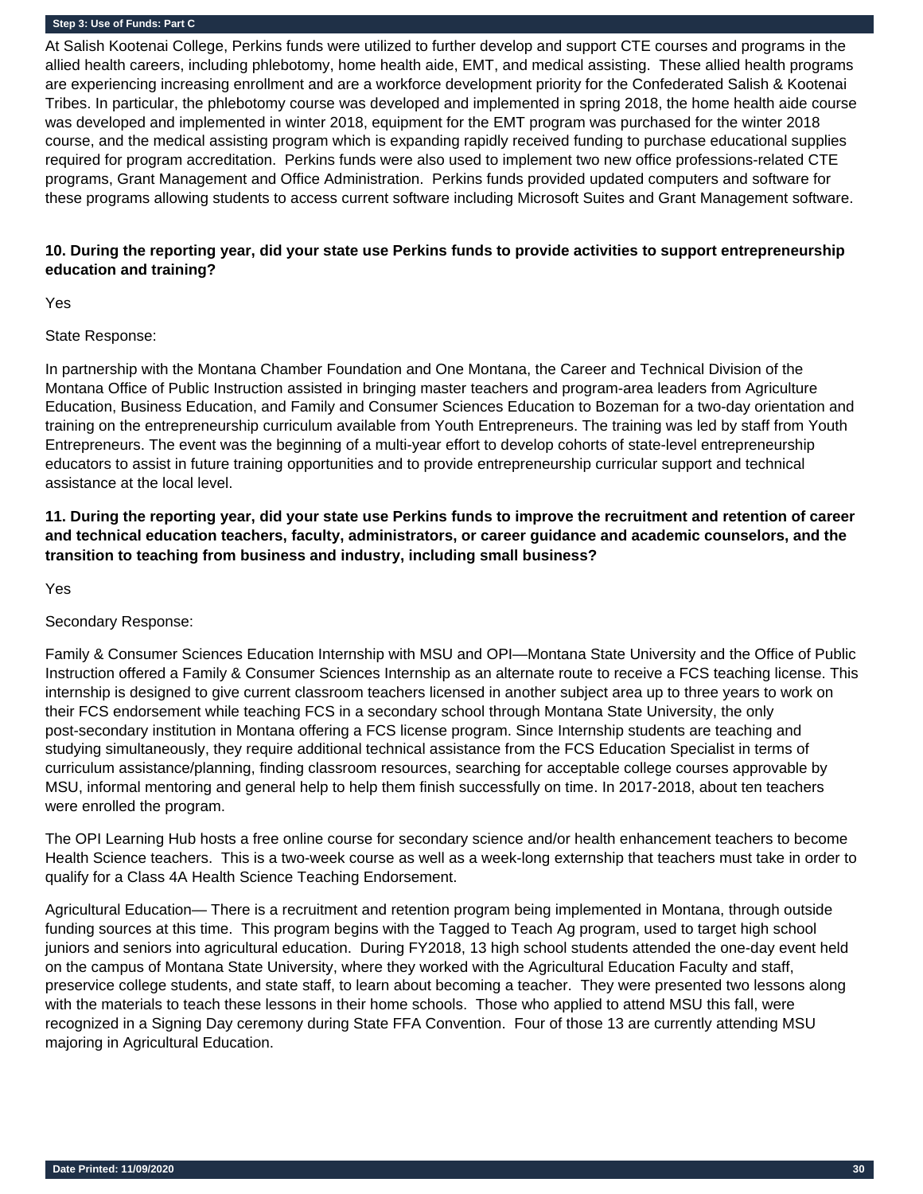At Salish Kootenai College, Perkins funds were utilized to further develop and support CTE courses and programs in the allied health careers, including phlebotomy, home health aide, EMT, and medical assisting. These allied health programs are experiencing increasing enrollment and are a workforce development priority for the Confederated Salish & Kootenai Tribes. In particular, the phlebotomy course was developed and implemented in spring 2018, the home health aide course was developed and implemented in winter 2018, equipment for the EMT program was purchased for the winter 2018 course, and the medical assisting program which is expanding rapidly received funding to purchase educational supplies required for program accreditation. Perkins funds were also used to implement two new office professions-related CTE programs, Grant Management and Office Administration. Perkins funds provided updated computers and software for these programs allowing students to access current software including Microsoft Suites and Grant Management software.

**10. During the reporting year, did your state use Perkins funds to provide activities to support entrepreneurship education and training?**

Yes

State Response:

In partnership with the Montana Chamber Foundation and One Montana, the Career and Technical Division of the Montana Office of Public Instruction assisted in bringing master teachers and program-area leaders from Agriculture Education, Business Education, and Family and Consumer Sciences Education to Bozeman for a two-day orientation and training on the entrepreneurship curriculum available from Youth Entrepreneurs. The training was led by staff from Youth Entrepreneurs. The event was the beginning of a multi-year effort to develop cohorts of state-level entrepreneurship educators to assist in future training opportunities and to provide entrepreneurship curricular support and technical assistance at the local level.

**11. During the reporting year, did your state use Perkins funds to improve the recruitment and retention of career and technical education teachers, faculty, administrators, or career guidance and academic counselors, and the transition to teaching from business and industry, including small business?**

Yes

Secondary Response:

Family & Consumer Sciences Education Internship with MSU and OPI—Montana State University and the Office of Public Instruction offered a Family & Consumer Sciences Internship as an alternate route to receive a FCS teaching license. This internship is designed to give current classroom teachers licensed in another subject area up to three years to work on their FCS endorsement while teaching FCS in a secondary school through Montana State University, the only post-secondary institution in Montana offering a FCS license program. Since Internship students are teaching and studying simultaneously, they require additional technical assistance from the FCS Education Specialist in terms of curriculum assistance/planning, finding classroom resources, searching for acceptable college courses approvable by MSU, informal mentoring and general help to help them finish successfully on time. In 2017-2018, about ten teachers were enrolled the program.

The OPI Learning Hub hosts a free online course for secondary science and/or health enhancement teachers to become Health Science teachers. This is a two-week course as well as a week-long externship that teachers must take in order to qualify for a Class 4A Health Science Teaching Endorsement.

Agricultural Education— There is a recruitment and retention program being implemented in Montana, through outside funding sources at this time. This program begins with the Tagged to Teach Ag program, used to target high school juniors and seniors into agricultural education. During FY2018, 13 high school students attended the one-day event held on the campus of Montana State University, where they worked with the Agricultural Education Faculty and staff, preservice college students, and state staff, to learn about becoming a teacher. They were presented two lessons along with the materials to teach these lessons in their home schools. Those who applied to attend MSU this fall, were recognized in a Signing Day ceremony during State FFA Convention. Four of those 13 are currently attending MSU majoring in Agricultural Education.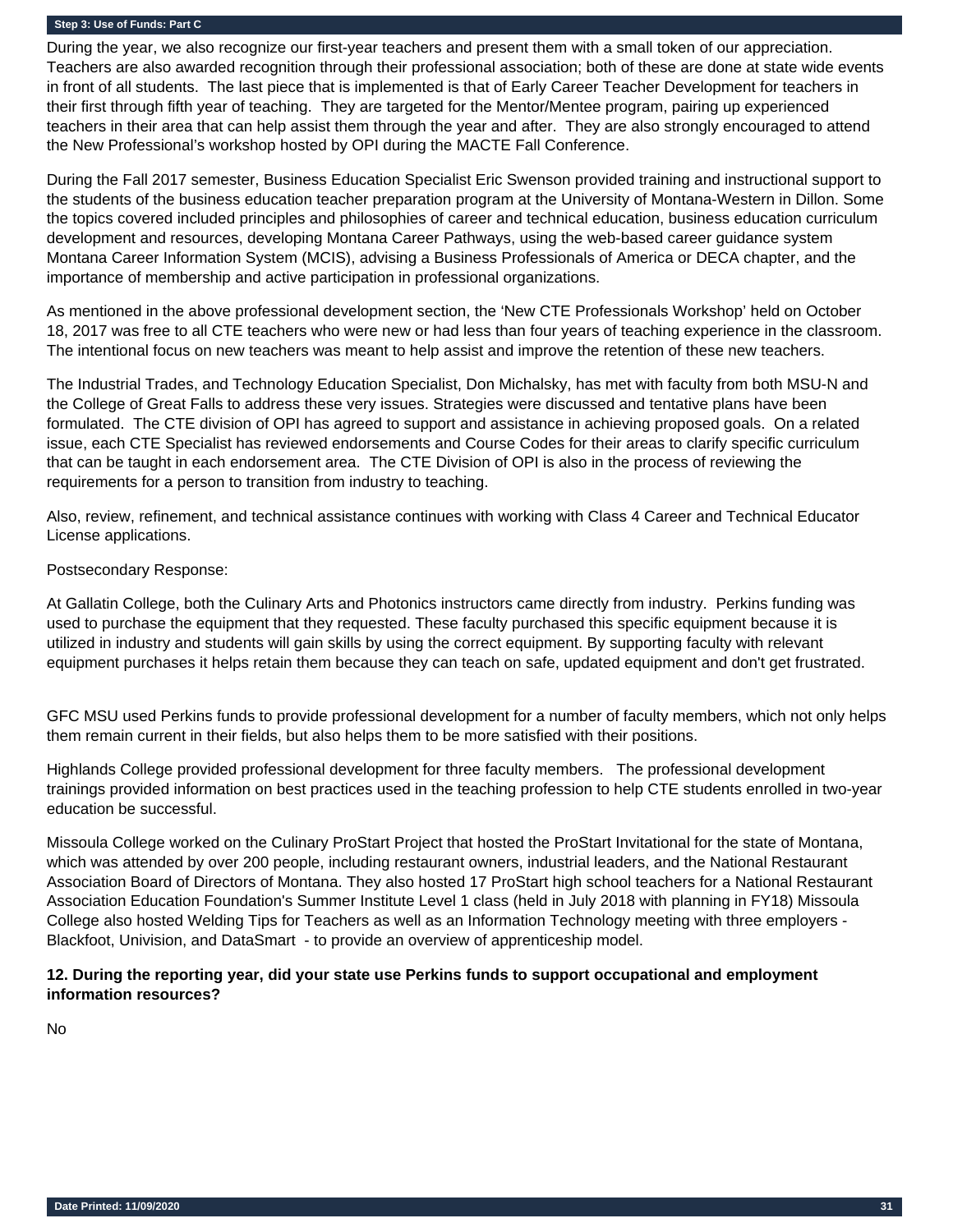**Step 3: Use of Funds: Part C**

During the year, we also recognize our first-year teachers and present them with a small token of our appreciation. Teachers are also awarded recognition through their professional association; both of these are done at state wide events in front of all students. The last piece that is implemented is that of Early Career Teacher Development for teachers in their first through fifth year of teaching. They are targeted for the Mentor/Mentee program, pairing up experienced teachers in their area that can help assist them through the year and after. They are also strongly encouraged to attend the New Professional's workshop hosted by OPI during the MACTE Fall Conference.

During the Fall 2017 semester, Business Education Specialist Eric Swenson provided training and instructional support to the students of the business education teacher preparation program at the University of Montana-Western in Dillon. Some the topics covered included principles and philosophies of career and technical education, business education curriculum development and resources, developing Montana Career Pathways, using the web-based career guidance system Montana Career Information System (MCIS), advising a Business Professionals of America or DECA chapter, and the importance of membership and active participation in professional organizations.

As mentioned in the above professional development section, the 'New CTE Professionals Workshop' held on October 18, 2017 was free to all CTE teachers who were new or had less than four years of teaching experience in the classroom. The intentional focus on new teachers was meant to help assist and improve the retention of these new teachers.

The Industrial Trades, and Technology Education Specialist, Don Michalsky, has met with faculty from both MSU-N and the College of Great Falls to address these very issues. Strategies were discussed and tentative plans have been formulated. The CTE division of OPI has agreed to support and assistance in achieving proposed goals. On a related issue, each CTE Specialist has reviewed endorsements and Course Codes for their areas to clarify specific curriculum that can be taught in each endorsement area. The CTE Division of OPI is also in the process of reviewing the requirements for a person to transition from industry to teaching.

Also, review, refinement, and technical assistance continues with working with Class 4 Career and Technical Educator License applications.

Postsecondary Response:

At Gallatin College, both the Culinary Arts and Photonics instructors came directly from industry. Perkins funding was used to purchase the equipment that they requested. These faculty purchased this specific equipment because it is utilized in industry and students will gain skills by using the correct equipment. By supporting faculty with relevant equipment purchases it helps retain them because they can teach on safe, updated equipment and don't get frustrated.

GFC MSU used Perkins funds to provide professional development for a number of faculty members, which not only helps them remain current in their fields, but also helps them to be more satisfied with their positions.

Highlands College provided professional development for three faculty members. The professional development trainings provided information on best practices used in the teaching profession to help CTE students enrolled in two-year education be successful.

Missoula College worked on the Culinary ProStart Project that hosted the ProStart Invitational for the state of Montana, which was attended by over 200 people, including restaurant owners, industrial leaders, and the National Restaurant Association Board of Directors of Montana. They also hosted 17 ProStart high school teachers for a National Restaurant Association Education Foundation's Summer Institute Level 1 class (held in July 2018 with planning in FY18) Missoula College also hosted Welding Tips for Teachers as well as an Information Technology meeting with three employers - Blackfoot, Univision, and DataSmart - to provide an overview of apprenticeship model.

**12. During the reporting year, did your state use Perkins funds to support occupational and employment information resources?**

No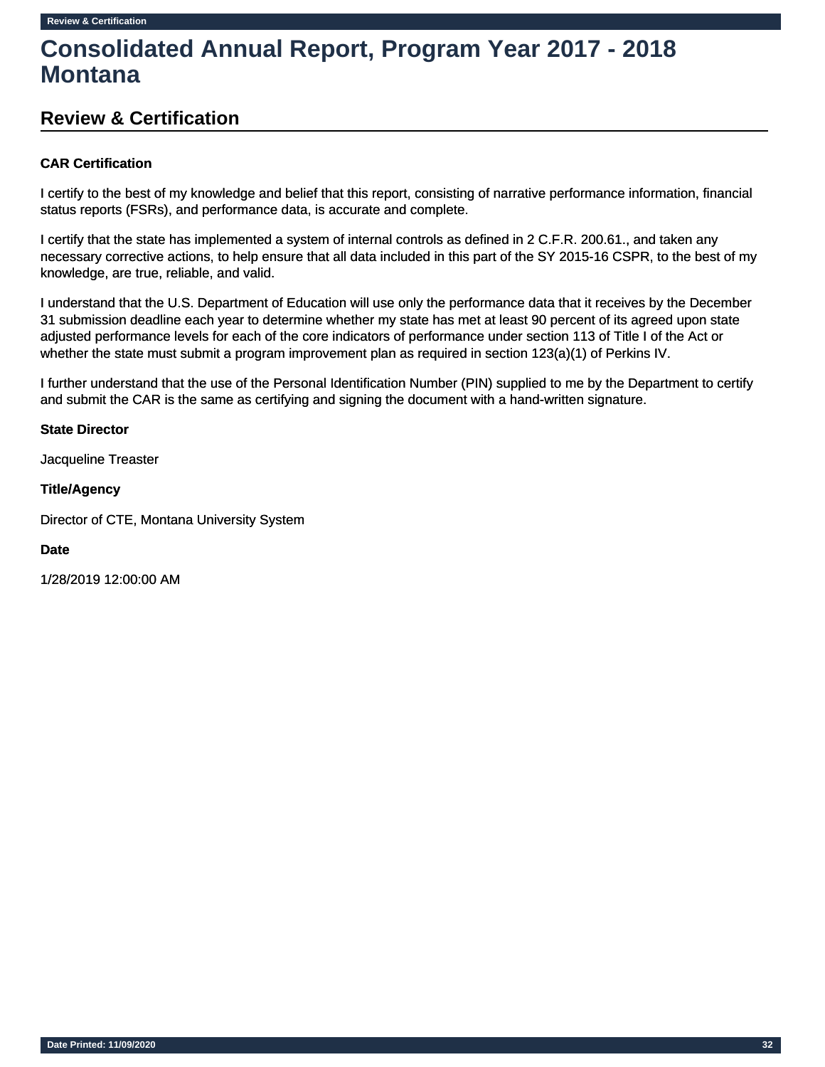# Consolidated Annual Report, Program Year 2017 - 2018 Montana

## Review & Certification

**CAR Certification**

I certify to the best of my knowledge and belief that this report, consisting of narrative performance information, financial status reports (FSRs), and performance data, is accurate and complete.

I certify that the state has implemented a system of internal controls as defined in 2 C.F.R. 200.61., and taken any necessary corrective actions, to help ensure that all data included in this part of the SY 2015-16 CSPR, to the best of my knowledge, are true, reliable, and valid.

I understand that the U.S. Department of Education will use only the performance data that it receives by the December 31 submission deadline each year to determine whether my state has met at least 90 percent of its agreed upon state adjusted performance levels for each of the core indicators of performance under section 113 of Title I of the Act or whether the state must submit a program improvement plan as required in section 123(a)(1) of Perkins IV.

I further understand that the use of the Personal Identification Number (PIN) supplied to me by the Department to certify and submit the CAR is the same as certifying and signing the document with a hand-written signature.

**State Director**

Jacqueline Treaster

**Title/Agency**

Director of CTE, Montana University System

**Date**

1/28/2019 12:00:00 AM